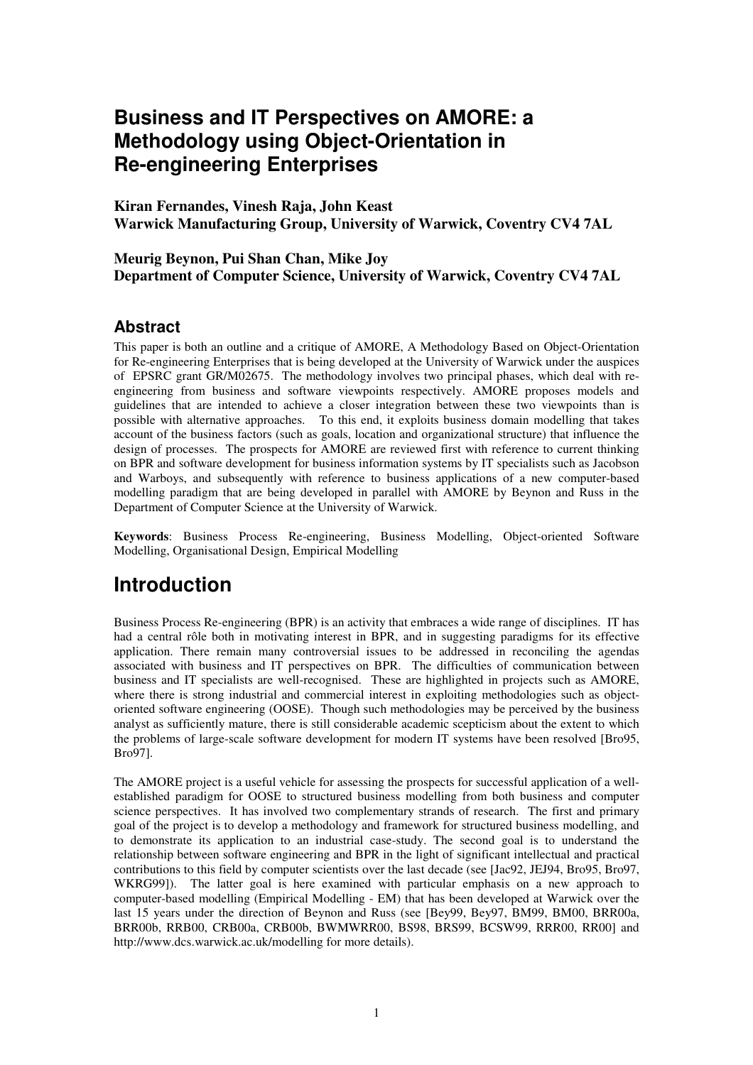# Business and IT Perspectives on AMORE: a Methodology using Object-Orientation in Re-engineering Enterprises

**Kiran Fernandes, Vinesh Raja, John Keast**
**Warwick Manufacturing Group, University of Warwick, Coventry CV4 7AL**

**Meurig Beynon, Pui Shan Chan, Mike Joy**
**Department of Computer Science, University of Warwick, Coventry CV4 7AL**

## Abstract

This paper is both an outline and a critique of AMORE, A Methodology Based on Object-Orientation for Re-engineering Enterprises that is being developed at the University of Warwick under the auspices of EPSRC grant GR/M02675. The methodology involves two principal phases, which deal with re-engineering from business and software viewpoints respectively. AMORE proposes models and guidelines that are intended to achieve a closer integration between these two viewpoints than is possible with alternative approaches. To this end, it exploits business domain modelling that takes account of the business factors (such as goals, location and organizational structure) that influence the design of processes. The prospects for AMORE are reviewed first with reference to current thinking on BPR and software development for business information systems by IT specialists such as Jacobson and Warboys, and subsequently with reference to business applications of a new computer-based modelling paradigm that are being developed in parallel with AMORE by Beynon and Russ in the Department of Computer Science at the University of Warwick.

**Keywords**: Business Process Re-engineering, Business Modelling, Object-oriented Software Modelling, Organisational Design, Empirical Modelling

# Introduction

Business Process Re-engineering (BPR) is an activity that embraces a wide range of disciplines. IT has had a central rôle both in motivating interest in BPR, and in suggesting paradigms for its effective application. There remain many controversial issues to be addressed in reconciling the agendas associated with business and IT perspectives on BPR. The difficulties of communication between business and IT specialists are well-recognised. These are highlighted in projects such as AMORE, where there is strong industrial and commercial interest in exploiting methodologies such as object-oriented software engineering (OOSE). Though such methodologies may be perceived by the business analyst as sufficiently mature, there is still considerable academic scepticism about the extent to which the problems of large-scale software development for modern IT systems have been resolved [Bro95, Bro97].

The AMORE project is a useful vehicle for assessing the prospects for successful application of a well-established paradigm for OOSE to structured business modelling from both business and computer science perspectives. It has involved two complementary strands of research. The first and primary goal of the project is to develop a methodology and framework for structured business modelling, and to demonstrate its application to an industrial case-study. The second goal is to understand the relationship between software engineering and BPR in the light of significant intellectual and practical contributions to this field by computer scientists over the last decade (see [Jac92, JEJ94, Bro95, Bro97, WKRG99]). The latter goal is here examined with particular emphasis on a new approach to computer-based modelling (Empirical Modelling - EM) that has been developed at Warwick over the last 15 years under the direction of Beynon and Russ (see [Bey99, Bey97, BM99, BM00, BRR00a, BRR00b, RRB00, CRB00a, CRB00b, BWMWRR00, BS98, BRS99, BCSW99, RRR00, RR00] and http://www.dcs.warwick.ac.uk/modelling for more details).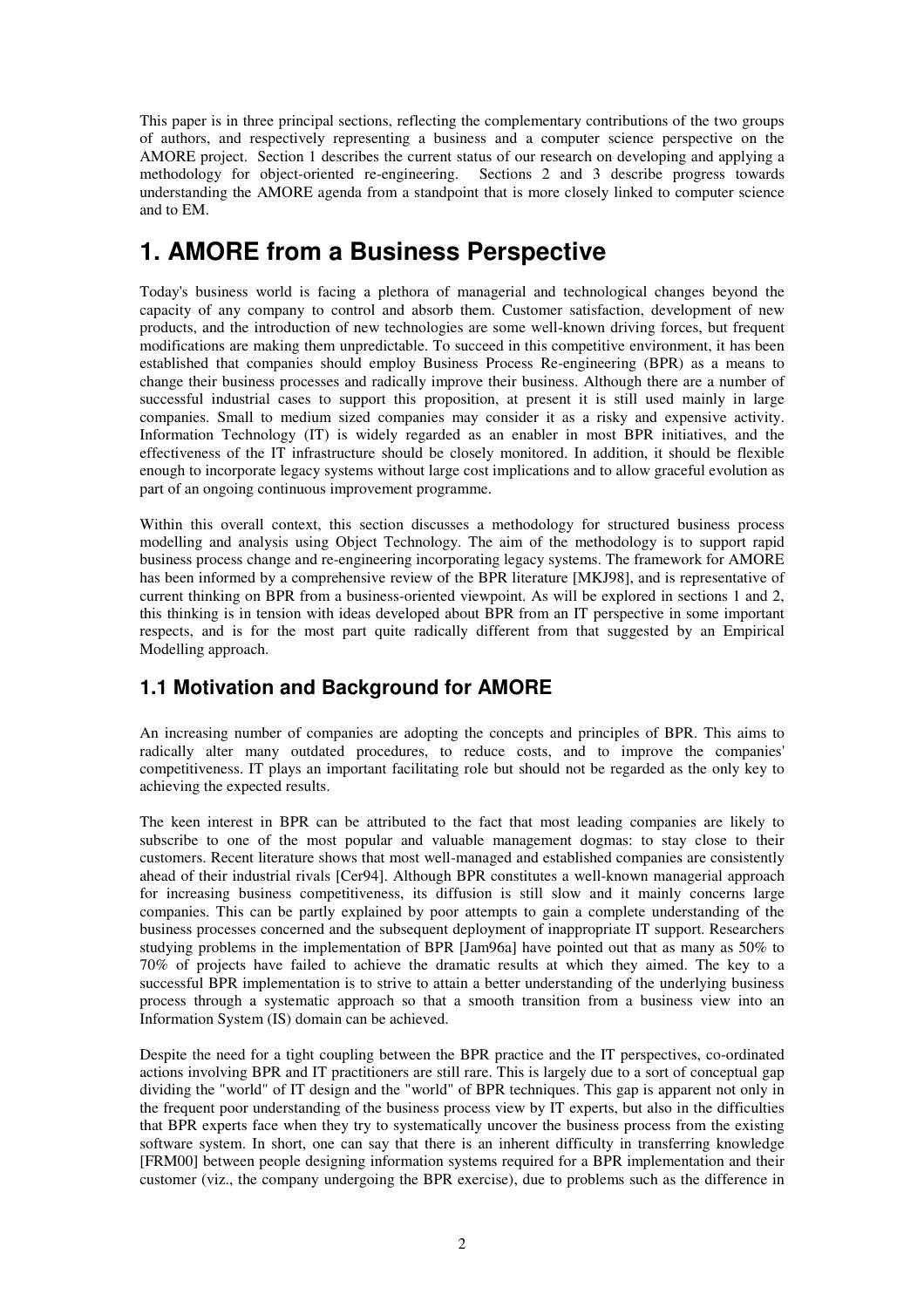This paper is in three principal sections, reflecting the complementary contributions of the two groups of authors, and respectively representing a business and a computer science perspective on the AMORE project. Section 1 describes the current status of our research on developing and applying a methodology for object-oriented re-engineering. Sections 2 and 3 describe progress towards understanding the AMORE agenda from a standpoint that is more closely linked to computer science and to EM.

# 1. AMORE from a Business Perspective

Today's business world is facing a plethora of managerial and technological changes beyond the capacity of any company to control and absorb them. Customer satisfaction, development of new products, and the introduction of new technologies are some well-known driving forces, but frequent modifications are making them unpredictable. To succeed in this competitive environment, it has been established that companies should employ Business Process Re-engineering (BPR) as a means to change their business processes and radically improve their business. Although there are a number of successful industrial cases to support this proposition, at present it is still used mainly in large companies. Small to medium sized companies may consider it as a risky and expensive activity. Information Technology (IT) is widely regarded as an enabler in most BPR initiatives, and the effectiveness of the IT infrastructure should be closely monitored. In addition, it should be flexible enough to incorporate legacy systems without large cost implications and to allow graceful evolution as part of an ongoing continuous improvement programme.

Within this overall context, this section discusses a methodology for structured business process modelling and analysis using Object Technology. The aim of the methodology is to support rapid business process change and re-engineering incorporating legacy systems. The framework for AMORE has been informed by a comprehensive review of the BPR literature [MKJ98], and is representative of current thinking on BPR from a business-oriented viewpoint. As will be explored in sections 1 and 2, this thinking is in tension with ideas developed about BPR from an IT perspective in some important respects, and is for the most part quite radically different from that suggested by an Empirical Modelling approach.

## 1.1 Motivation and Background for AMORE

An increasing number of companies are adopting the concepts and principles of BPR. This aims to radically alter many outdated procedures, to reduce costs, and to improve the companies' competitiveness. IT plays an important facilitating role but should not be regarded as the only key to achieving the expected results.

The keen interest in BPR can be attributed to the fact that most leading companies are likely to subscribe to one of the most popular and valuable management dogmas: to stay close to their customers. Recent literature shows that most well-managed and established companies are consistently ahead of their industrial rivals [Cer94]. Although BPR constitutes a well-known managerial approach for increasing business competitiveness, its diffusion is still slow and it mainly concerns large companies. This can be partly explained by poor attempts to gain a complete understanding of the business processes concerned and the subsequent deployment of inappropriate IT support. Researchers studying problems in the implementation of BPR [Jam96a] have pointed out that as many as 50% to 70% of projects have failed to achieve the dramatic results at which they aimed. The key to a successful BPR implementation is to strive to attain a better understanding of the underlying business process through a systematic approach so that a smooth transition from a business view into an Information System (IS) domain can be achieved.

Despite the need for a tight coupling between the BPR practice and the IT perspectives, co-ordinated actions involving BPR and IT practitioners are still rare. This is largely due to a sort of conceptual gap dividing the "world" of IT design and the "world" of BPR techniques. This gap is apparent not only in the frequent poor understanding of the business process view by IT experts, but also in the difficulties that BPR experts face when they try to systematically uncover the business process from the existing software system. In short, one can say that there is an inherent difficulty in transferring knowledge [FRM00] between people designing information systems required for a BPR implementation and their customer (viz., the company undergoing the BPR exercise), due to problems such as the difference in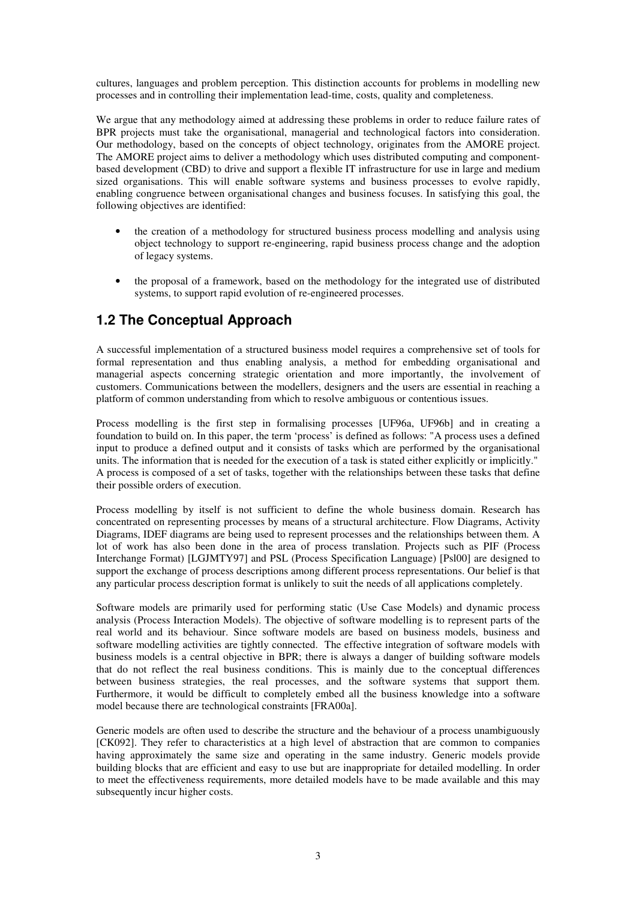cultures, languages and problem perception. This distinction accounts for problems in modelling new processes and in controlling their implementation lead-time, costs, quality and completeness.

We argue that any methodology aimed at addressing these problems in order to reduce failure rates of BPR projects must take the organisational, managerial and technological factors into consideration. Our methodology, based on the concepts of object technology, originates from the AMORE project. The AMORE project aims to deliver a methodology which uses distributed computing and component-based development (CBD) to drive and support a flexible IT infrastructure for use in large and medium sized organisations. This will enable software systems and business processes to evolve rapidly, enabling congruence between organisational changes and business focuses. In satisfying this goal, the following objectives are identified:

- the creation of a methodology for structured business process modelling and analysis using object technology to support re-engineering, rapid business process change and the adoption of legacy systems.
- the proposal of a framework, based on the methodology for the integrated use of distributed systems, to support rapid evolution of re-engineered processes.

## 1.2 The Conceptual Approach

A successful implementation of a structured business model requires a comprehensive set of tools for formal representation and thus enabling analysis, a method for embedding organisational and managerial aspects concerning strategic orientation and more importantly, the involvement of customers. Communications between the modellers, designers and the users are essential in reaching a platform of common understanding from which to resolve ambiguous or contentious issues.

Process modelling is the first step in formalising processes [UF96a, UF96b] and in creating a foundation to build on. In this paper, the term 'process' is defined as follows: "A process uses a defined input to produce a defined output and it consists of tasks which are performed by the organisational units. The information that is needed for the execution of a task is stated either explicitly or implicitly." A process is composed of a set of tasks, together with the relationships between these tasks that define their possible orders of execution.

Process modelling by itself is not sufficient to define the whole business domain. Research has concentrated on representing processes by means of a structural architecture. Flow Diagrams, Activity Diagrams, IDEF diagrams are being used to represent processes and the relationships between them. A lot of work has also been done in the area of process translation. Projects such as PIF (Process Interchange Format) [LGJMTY97] and PSL (Process Specification Language) [Psl00] are designed to support the exchange of process descriptions among different process representations. Our belief is that any particular process description format is unlikely to suit the needs of all applications completely.

Software models are primarily used for performing static (Use Case Models) and dynamic process analysis (Process Interaction Models). The objective of software modelling is to represent parts of the real world and its behaviour. Since software models are based on business models, business and software modelling activities are tightly connected. The effective integration of software models with business models is a central objective in BPR; there is always a danger of building software models that do not reflect the real business conditions. This is mainly due to the conceptual differences between business strategies, the real processes, and the software systems that support them. Furthermore, it would be difficult to completely embed all the business knowledge into a software model because there are technological constraints [FRA00a].

Generic models are often used to describe the structure and the behaviour of a process unambiguously [CK092]. They refer to characteristics at a high level of abstraction that are common to companies having approximately the same size and operating in the same industry. Generic models provide building blocks that are efficient and easy to use but are inappropriate for detailed modelling. In order to meet the effectiveness requirements, more detailed models have to be made available and this may subsequently incur higher costs.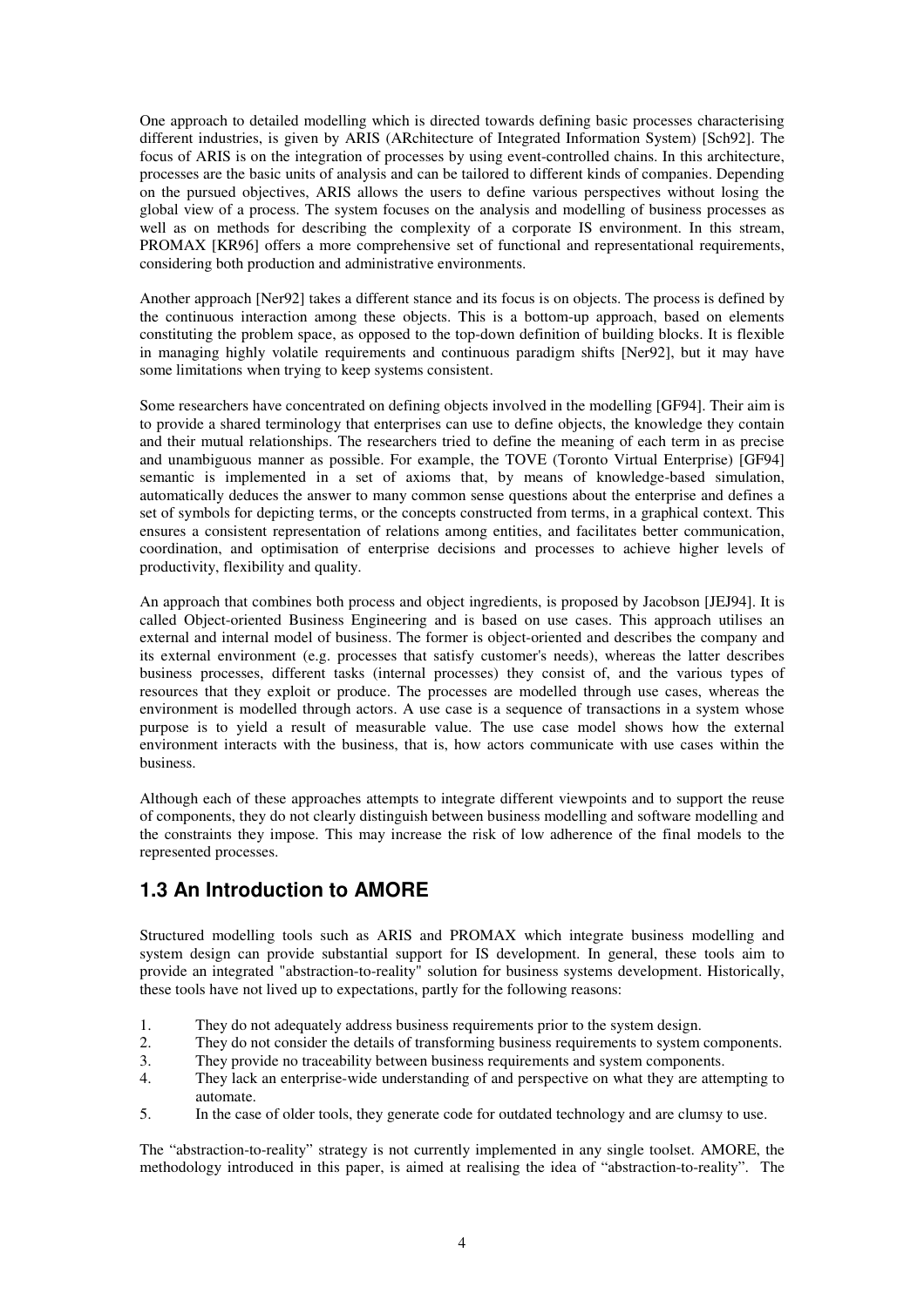One approach to detailed modelling which is directed towards defining basic processes characterising different industries, is given by ARIS (ARchitecture of Integrated Information System) [Sch92]. The focus of ARIS is on the integration of processes by using event-controlled chains. In this architecture, processes are the basic units of analysis and can be tailored to different kinds of companies. Depending on the pursued objectives, ARIS allows the users to define various perspectives without losing the global view of a process. The system focuses on the analysis and modelling of business processes as well as on methods for describing the complexity of a corporate IS environment. In this stream, PROMAX [KR96] offers a more comprehensive set of functional and representational requirements, considering both production and administrative environments.

Another approach [Ner92] takes a different stance and its focus is on objects. The process is defined by the continuous interaction among these objects. This is a bottom-up approach, based on elements constituting the problem space, as opposed to the top-down definition of building blocks. It is flexible in managing highly volatile requirements and continuous paradigm shifts [Ner92], but it may have some limitations when trying to keep systems consistent.

Some researchers have concentrated on defining objects involved in the modelling [GF94]. Their aim is to provide a shared terminology that enterprises can use to define objects, the knowledge they contain and their mutual relationships. The researchers tried to define the meaning of each term in as precise and unambiguous manner as possible. For example, the TOVE (Toronto Virtual Enterprise) [GF94] semantic is implemented in a set of axioms that, by means of knowledge-based simulation, automatically deduces the answer to many common sense questions about the enterprise and defines a set of symbols for depicting terms, or the concepts constructed from terms, in a graphical context. This ensures a consistent representation of relations among entities, and facilitates better communication, coordination, and optimisation of enterprise decisions and processes to achieve higher levels of productivity, flexibility and quality.

An approach that combines both process and object ingredients, is proposed by Jacobson [JEJ94]. It is called Object-oriented Business Engineering and is based on use cases. This approach utilises an external and internal model of business. The former is object-oriented and describes the company and its external environment (e.g. processes that satisfy customer's needs), whereas the latter describes business processes, different tasks (internal processes) they consist of, and the various types of resources that they exploit or produce. The processes are modelled through use cases, whereas the environment is modelled through actors. A use case is a sequence of transactions in a system whose purpose is to yield a result of measurable value. The use case model shows how the external environment interacts with the business, that is, how actors communicate with use cases within the business.

Although each of these approaches attempts to integrate different viewpoints and to support the reuse of components, they do not clearly distinguish between business modelling and software modelling and the constraints they impose. This may increase the risk of low adherence of the final models to the represented processes.

## 1.3 An Introduction to AMORE

Structured modelling tools such as ARIS and PROMAX which integrate business modelling and system design can provide substantial support for IS development. In general, these tools aim to provide an integrated "abstraction-to-reality" solution for business systems development. Historically, these tools have not lived up to expectations, partly for the following reasons:

1. They do not adequately address business requirements prior to the system design.
2. They do not consider the details of transforming business requirements to system components.
3. They provide no traceability between business requirements and system components.
4. They lack an enterprise-wide understanding of and perspective on what they are attempting to automate.
5. In the case of older tools, they generate code for outdated technology and are clumsy to use.

The "abstraction-to-reality" strategy is not currently implemented in any single toolset. AMORE, the methodology introduced in this paper, is aimed at realising the idea of "abstraction-to-reality". The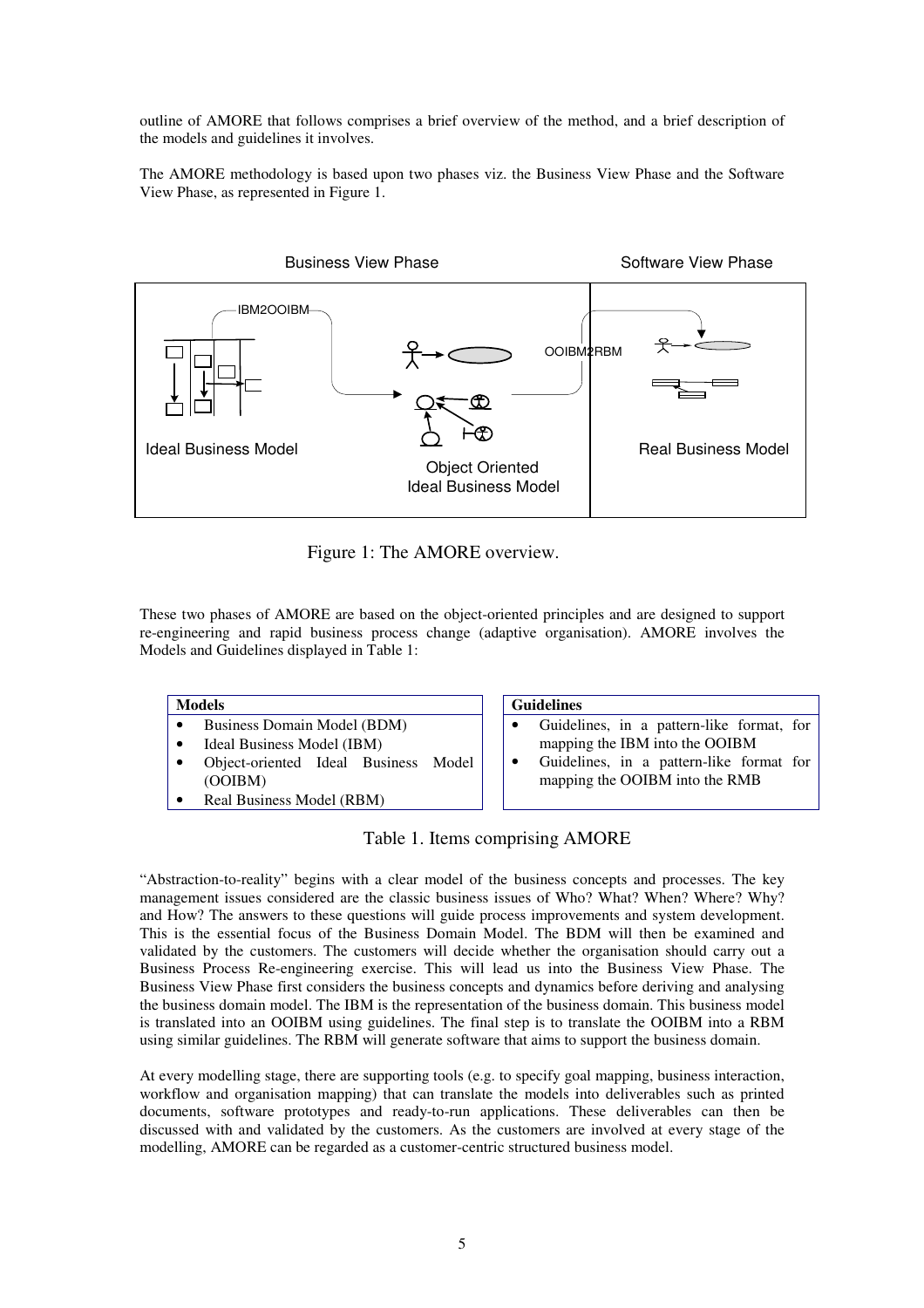outline of AMORE that follows comprises a brief overview of the method, and a brief description of the models and guidelines it involves.

The AMORE methodology is based upon two phases viz. the Business View Phase and the Software View Phase, as represented in Figure 1.

Figure 1: The AMORE overview.

These two phases of AMORE are based on the object-oriented principles and are designed to support re-engineering and rapid business process change (adaptive organisation). AMORE involves the Models and Guidelines displayed in Table 1:

| Models | Guidelines |
|---|---|
| • Business Domain Model (BDM)<br>• Ideal Business Model (IBM)<br>• Object-oriented Ideal Business Model (OOIBM)<br>• Real Business Model (RBM) | • Guidelines, in a pattern-like format, for mapping the IBM into the OOIBM<br>• Guidelines, in a pattern-like format for mapping the OOIBM into the RMB |

Table 1. Items comprising AMORE

"Abstraction-to-reality" begins with a clear model of the business concepts and processes. The key management issues considered are the classic business issues of Who? What? When? Where? Why? and How? The answers to these questions will guide process improvements and system development. This is the essential focus of the Business Domain Model. The BDM will then be examined and validated by the customers. The customers will decide whether the organisation should carry out a Business Process Re-engineering exercise. This will lead us into the Business View Phase. The Business View Phase first considers the business concepts and dynamics before deriving and analysing the business domain model. The IBM is the representation of the business domain. This business model is translated into an OOIBM using guidelines. The final step is to translate the OOIBM into a RBM using similar guidelines. The RBM will generate software that aims to support the business domain.

At every modelling stage, there are supporting tools (e.g. to specify goal mapping, business interaction, workflow and organisation mapping) that can translate the models into deliverables such as printed documents, software prototypes and ready-to-run applications. These deliverables can then be discussed with and validated by the customers. As the customers are involved at every stage of the modelling, AMORE can be regarded as a customer-centric structured business model.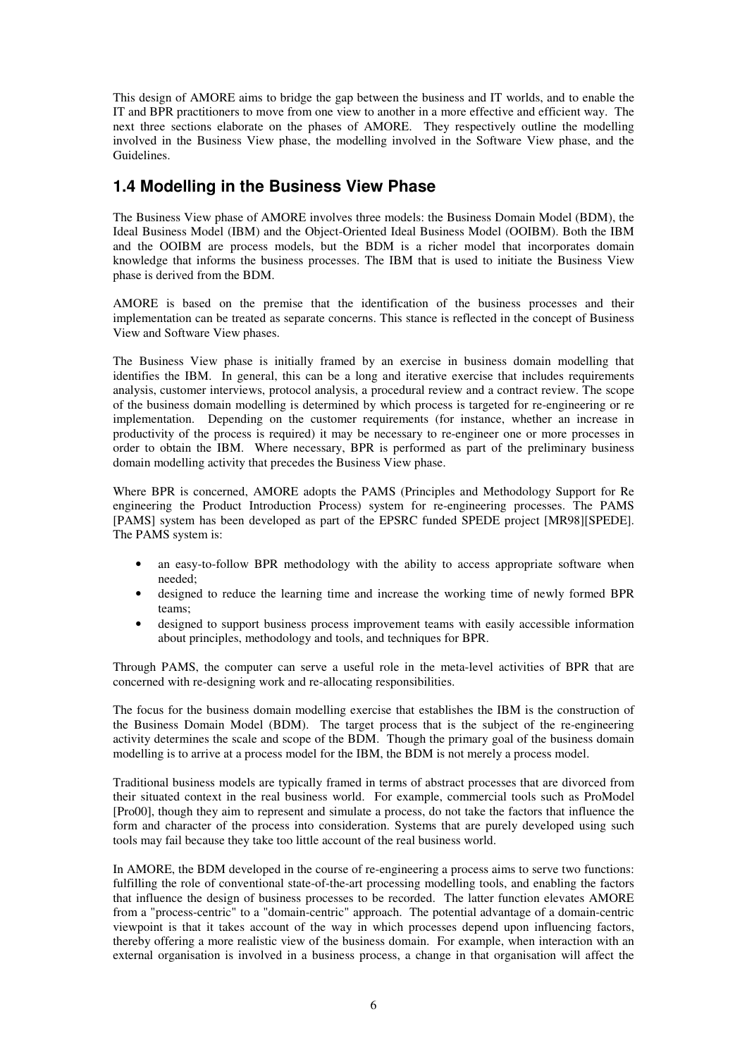This design of AMORE aims to bridge the gap between the business and IT worlds, and to enable the IT and BPR practitioners to move from one view to another in a more effective and efficient way. The next three sections elaborate on the phases of AMORE. They respectively outline the modelling involved in the Business View phase, the modelling involved in the Software View phase, and the Guidelines.

## 1.4 Modelling in the Business View Phase

The Business View phase of AMORE involves three models: the Business Domain Model (BDM), the Ideal Business Model (IBM) and the Object-Oriented Ideal Business Model (OOIBM). Both the IBM and the OOIBM are process models, but the BDM is a richer model that incorporates domain knowledge that informs the business processes. The IBM that is used to initiate the Business View phase is derived from the BDM.

AMORE is based on the premise that the identification of the business processes and their implementation can be treated as separate concerns. This stance is reflected in the concept of Business View and Software View phases.

The Business View phase is initially framed by an exercise in business domain modelling that identifies the IBM. In general, this can be a long and iterative exercise that includes requirements analysis, customer interviews, protocol analysis, a procedural review and a contract review. The scope of the business domain modelling is determined by which process is targeted for re-engineering or re implementation. Depending on the customer requirements (for instance, whether an increase in productivity of the process is required) it may be necessary to re-engineer one or more processes in order to obtain the IBM. Where necessary, BPR is performed as part of the preliminary business domain modelling activity that precedes the Business View phase.

Where BPR is concerned, AMORE adopts the PAMS (Principles and Methodology Support for Re engineering the Product Introduction Process) system for re-engineering processes. The PAMS [PAMS] system has been developed as part of the EPSRC funded SPEDE project [MR98][SPEDE]. The PAMS system is:

- an easy-to-follow BPR methodology with the ability to access appropriate software when needed;
- designed to reduce the learning time and increase the working time of newly formed BPR teams;
- designed to support business process improvement teams with easily accessible information about principles, methodology and tools, and techniques for BPR.

Through PAMS, the computer can serve a useful role in the meta-level activities of BPR that are concerned with re-designing work and re-allocating responsibilities.

The focus for the business domain modelling exercise that establishes the IBM is the construction of the Business Domain Model (BDM). The target process that is the subject of the re-engineering activity determines the scale and scope of the BDM. Though the primary goal of the business domain modelling is to arrive at a process model for the IBM, the BDM is not merely a process model.

Traditional business models are typically framed in terms of abstract processes that are divorced from their situated context in the real business world. For example, commercial tools such as ProModel [Pro00], though they aim to represent and simulate a process, do not take the factors that influence the form and character of the process into consideration. Systems that are purely developed using such tools may fail because they take too little account of the real business world.

In AMORE, the BDM developed in the course of re-engineering a process aims to serve two functions: fulfilling the role of conventional state-of-the-art processing modelling tools, and enabling the factors that influence the design of business processes to be recorded. The latter function elevates AMORE from a "process-centric" to a "domain-centric" approach. The potential advantage of a domain-centric viewpoint is that it takes account of the way in which processes depend upon influencing factors, thereby offering a more realistic view of the business domain. For example, when interaction with an external organisation is involved in a business process, a change in that organisation will affect the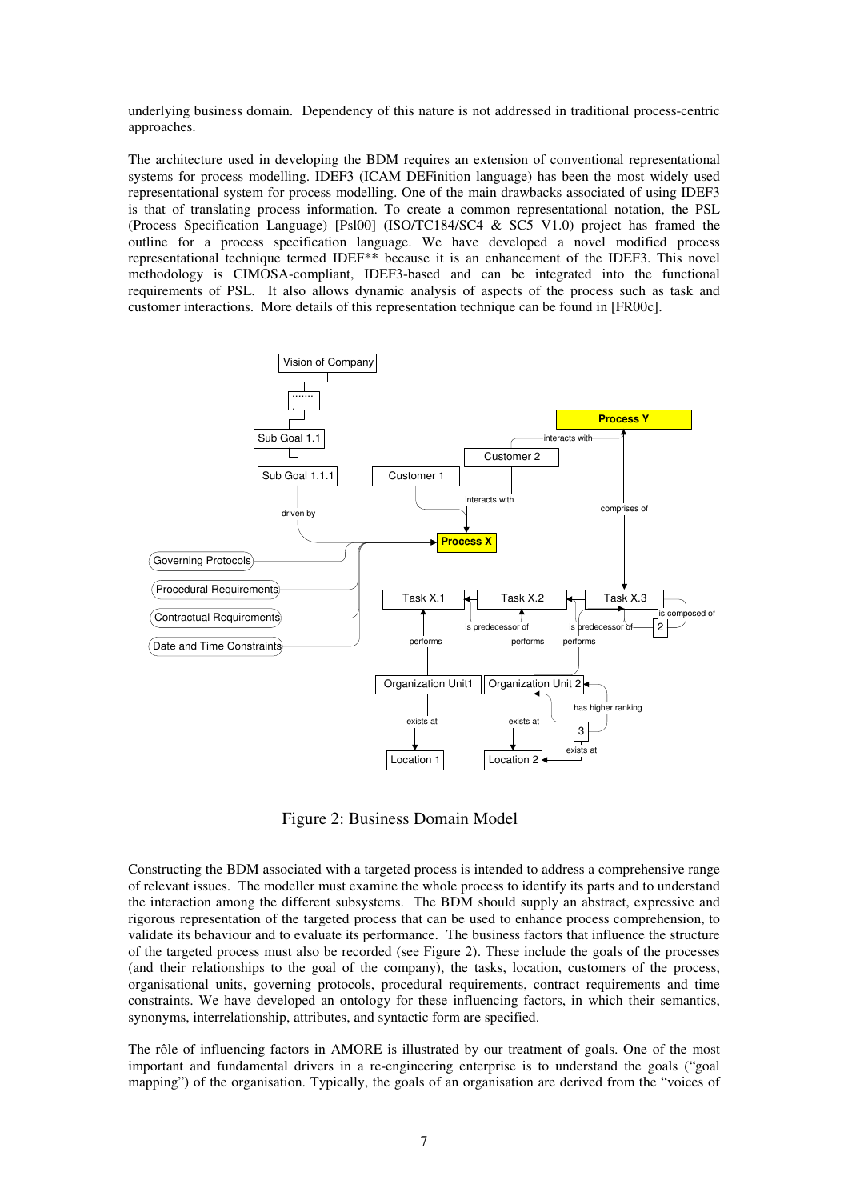underlying business domain. Dependency of this nature is not addressed in traditional process-centric approaches.

The architecture used in developing the BDM requires an extension of conventional representational systems for process modelling. IDEF3 (ICAM DEFinition language) has been the most widely used representational system for process modelling. One of the main drawbacks associated of using IDEF3 is that of translating process information. To create a common representational notation, the PSL (Process Specification Language) [Psl00] (ISO/TC184/SC4 & SC5 V1.0) project has framed the outline for a process specification language. We have developed a novel modified process representational technique termed IDEF** because it is an enhancement of the IDEF3. This novel methodology is CIMOSA-compliant, IDEF3-based and can be integrated into the functional requirements of PSL. It also allows dynamic analysis of aspects of the process such as task and customer interactions. More details of this representation technique can be found in [FR00c].

Figure 2: Business Domain Model

Constructing the BDM associated with a targeted process is intended to address a comprehensive range of relevant issues. The modeller must examine the whole process to identify its parts and to understand the interaction among the different subsystems. The BDM should supply an abstract, expressive and rigorous representation of the targeted process that can be used to enhance process comprehension, to validate its behaviour and to evaluate its performance. The business factors that influence the structure of the targeted process must also be recorded (see Figure 2). These include the goals of the processes (and their relationships to the goal of the company), the tasks, location, customers of the process, organisational units, governing protocols, procedural requirements, contract requirements and time constraints. We have developed an ontology for these influencing factors, in which their semantics, synonyms, interrelationship, attributes, and syntactic form are specified.

The rôle of influencing factors in AMORE is illustrated by our treatment of goals. One of the most important and fundamental drivers in a re-engineering enterprise is to understand the goals ("goal mapping") of the organisation. Typically, the goals of an organisation are derived from the "voices of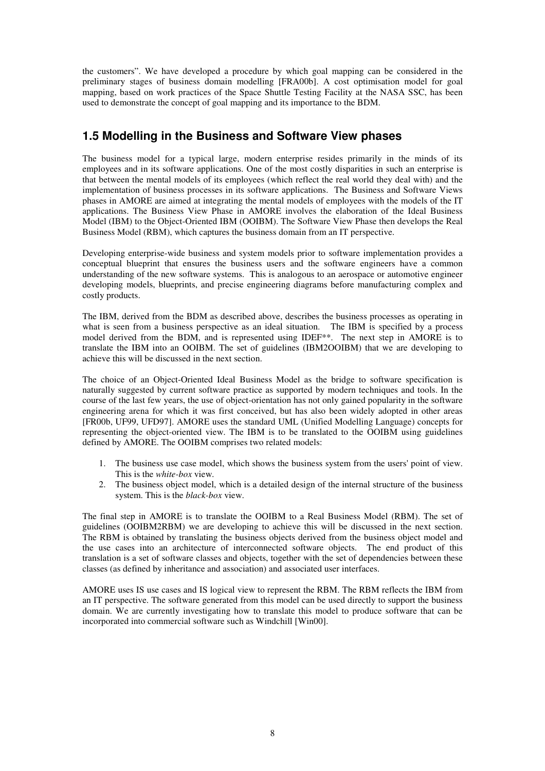the customers". We have developed a procedure by which goal mapping can be considered in the preliminary stages of business domain modelling [FRA00b]. A cost optimisation model for goal mapping, based on work practices of the Space Shuttle Testing Facility at the NASA SSC, has been used to demonstrate the concept of goal mapping and its importance to the BDM.

## 1.5 Modelling in the Business and Software View phases

The business model for a typical large, modern enterprise resides primarily in the minds of its employees and in its software applications. One of the most costly disparities in such an enterprise is that between the mental models of its employees (which reflect the real world they deal with) and the implementation of business processes in its software applications. The Business and Software Views phases in AMORE are aimed at integrating the mental models of employees with the models of the IT applications. The Business View Phase in AMORE involves the elaboration of the Ideal Business Model (IBM) to the Object-Oriented IBM (OOIBM). The Software View Phase then develops the Real Business Model (RBM), which captures the business domain from an IT perspective.

Developing enterprise-wide business and system models prior to software implementation provides a conceptual blueprint that ensures the business users and the software engineers have a common understanding of the new software systems. This is analogous to an aerospace or automotive engineer developing models, blueprints, and precise engineering diagrams before manufacturing complex and costly products.

The IBM, derived from the BDM as described above, describes the business processes as operating in what is seen from a business perspective as an ideal situation. The IBM is specified by a process model derived from the BDM, and is represented using IDEF**. The next step in AMORE is to translate the IBM into an OOIBM. The set of guidelines (IBM2OOIBM) that we are developing to achieve this will be discussed in the next section.

The choice of an Object-Oriented Ideal Business Model as the bridge to software specification is naturally suggested by current software practice as supported by modern techniques and tools. In the course of the last few years, the use of object-orientation has not only gained popularity in the software engineering arena for which it was first conceived, but has also been widely adopted in other areas [FR00b, UF99, UFD97]. AMORE uses the standard UML (Unified Modelling Language) concepts for representing the object-oriented view. The IBM is to be translated to the OOIBM using guidelines defined by AMORE. The OOIBM comprises two related models:

1. The business use case model, which shows the business system from the users' point of view. This is the *white-box* view.
2. The business object model, which is a detailed design of the internal structure of the business system. This is the *black-box* view.

The final step in AMORE is to translate the OOIBM to a Real Business Model (RBM). The set of guidelines (OOIBM2RBM) we are developing to achieve this will be discussed in the next section. The RBM is obtained by translating the business objects derived from the business object model and the use cases into an architecture of interconnected software objects. The end product of this translation is a set of software classes and objects, together with the set of dependencies between these classes (as defined by inheritance and association) and associated user interfaces.

AMORE uses IS use cases and IS logical view to represent the RBM. The RBM reflects the IBM from an IT perspective. The software generated from this model can be used directly to support the business domain. We are currently investigating how to translate this model to produce software that can be incorporated into commercial software such as Windchill [Win00].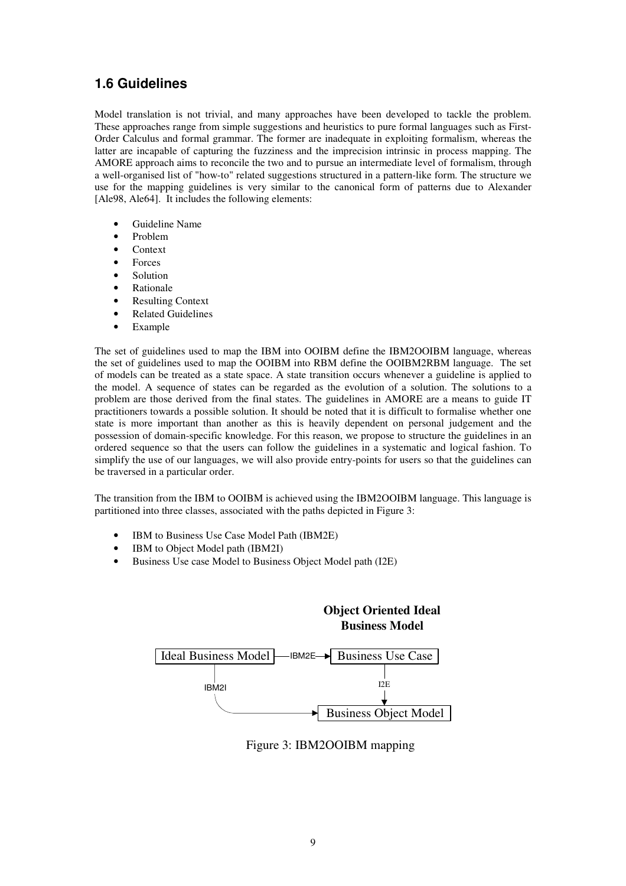## 1.6 Guidelines

Model translation is not trivial, and many approaches have been developed to tackle the problem. These approaches range from simple suggestions and heuristics to pure formal languages such as First-Order Calculus and formal grammar. The former are inadequate in exploiting formalism, whereas the latter are incapable of capturing the fuzziness and the imprecision intrinsic in process mapping. The AMORE approach aims to reconcile the two and to pursue an intermediate level of formalism, through a well-organised list of "how-to" related suggestions structured in a pattern-like form. The structure we use for the mapping guidelines is very similar to the canonical form of patterns due to Alexander [Ale98, Ale64]. It includes the following elements:

- Guideline Name
- Problem
- Context
- Forces
- Solution
- Rationale
- Resulting Context
- Related Guidelines
- Example

The set of guidelines used to map the IBM into OOIBM define the IBM2OOIBM language, whereas the set of guidelines used to map the OOIBM into RBM define the OOIBM2RBM language. The set of models can be treated as a state space. A state transition occurs whenever a guideline is applied to the model. A sequence of states can be regarded as the evolution of a solution. The solutions to a problem are those derived from the final states. The guidelines in AMORE are a means to guide IT practitioners towards a possible solution. It should be noted that it is difficult to formalise whether one state is more important than another as this is heavily dependent on personal judgement and the possession of domain-specific knowledge. For this reason, we propose to structure the guidelines in an ordered sequence so that the users can follow the guidelines in a systematic and logical fashion. To simplify the use of our languages, we will also provide entry-points for users so that the guidelines can be traversed in a particular order.

The transition from the IBM to OOIBM is achieved using the IBM2OOIBM language. This language is partitioned into three classes, associated with the paths depicted in Figure 3:

- IBM to Business Use Case Model Path (IBM2E)
- IBM to Object Model path (IBM2I)
- Business Use case Model to Business Object Model path (I2E)

**Object Oriented Ideal Business Model**

Ideal Business Model

IBM2E

Business Use Case

IBM2I

I2E

Business Object Model

Figure 3: IBM2OOIBM mapping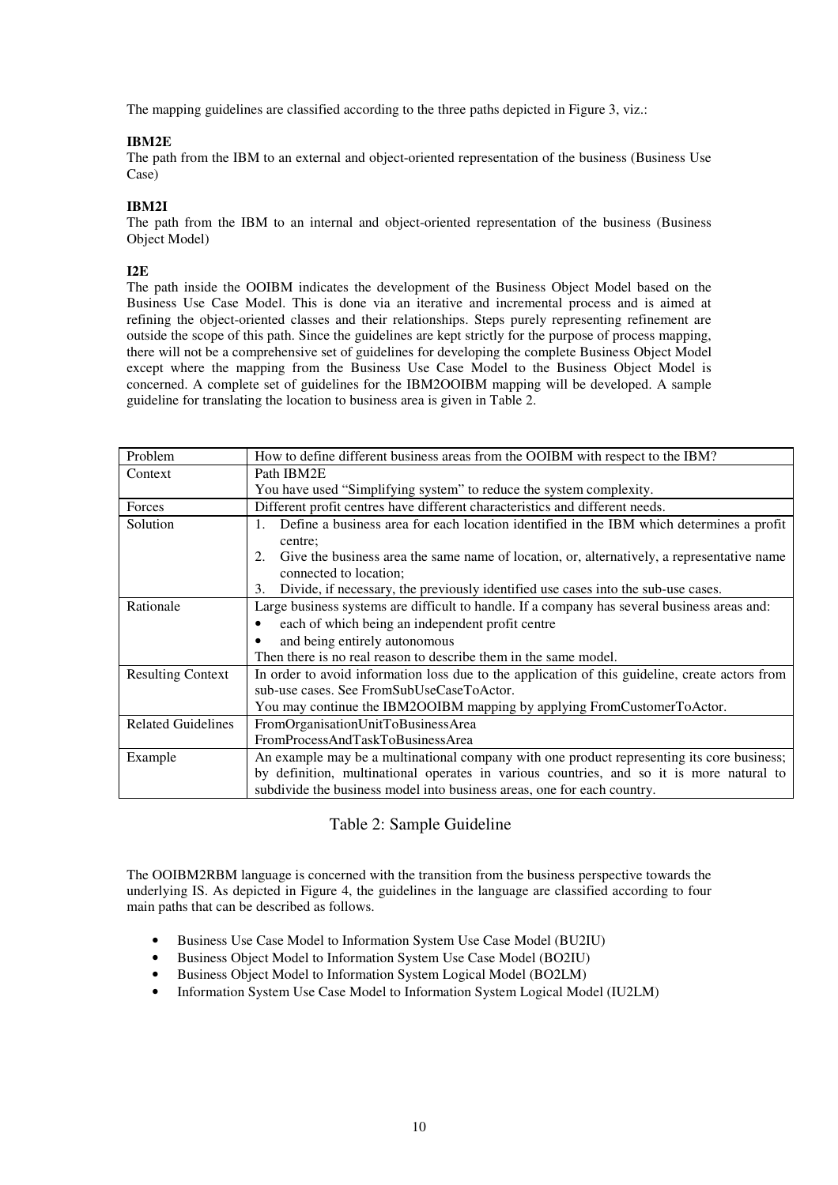The mapping guidelines are classified according to the three paths depicted in Figure 3, viz.:

**IBM2E**

The path from the IBM to an external and object-oriented representation of the business (Business Use Case)

**IBM2I**

The path from the IBM to an internal and object-oriented representation of the business (Business Object Model)

**I2E**

The path inside the OOIBM indicates the development of the Business Object Model based on the Business Use Case Model. This is done via an iterative and incremental process and is aimed at refining the object-oriented classes and their relationships. Steps purely representing refinement are outside the scope of this path. Since the guidelines are kept strictly for the purpose of process mapping, there will not be a comprehensive set of guidelines for developing the complete Business Object Model except where the mapping from the Business Use Case Model to the Business Object Model is concerned. A complete set of guidelines for the IBM2OOIBM mapping will be developed. A sample guideline for translating the location to business area is given in Table 2.

| Problem | How to define different business areas from the OOIBM with respect to the IBM? |
|---|---|
| Context | Path IBM2E<br>You have used "Simplifying system" to reduce the system complexity. |
| Forces | Different profit centres have different characteristics and different needs. |
| Solution | 1. Define a business area for each location identified in the IBM which determines a profit centre;<br>2. Give the business area the same name of location, or, alternatively, a representative name connected to location;<br>3. Divide, if necessary, the previously identified use cases into the sub-use cases. |
| Rationale | Large business systems are difficult to handle. If a company has several business areas and:<br>• each of which being an independent profit centre<br>• and being entirely autonomous<br>Then there is no real reason to describe them in the same model. |
| Resulting Context | In order to avoid information loss due to the application of this guideline, create actors from sub-use cases. See FromSubUseCaseToActor.<br>You may continue the IBM2OOIBM mapping by applying FromCustomerToActor. |
| Related Guidelines | FromOrganisationUnitToBusinessArea<br>FromProcessAndTaskToBusinessArea |
| Example | An example may be a multinational company with one product representing its core business; by definition, multinational operates in various countries, and so it is more natural to subdivide the business model into business areas, one for each country. |

Table 2: Sample Guideline

The OOIBM2RBM language is concerned with the transition from the business perspective towards the underlying IS. As depicted in Figure 4, the guidelines in the language are classified according to four main paths that can be described as follows.

- Business Use Case Model to Information System Use Case Model (BU2IU)
- Business Object Model to Information System Use Case Model (BO2IU)
- Business Object Model to Information System Logical Model (BO2LM)
- Information System Use Case Model to Information System Logical Model (IU2LM)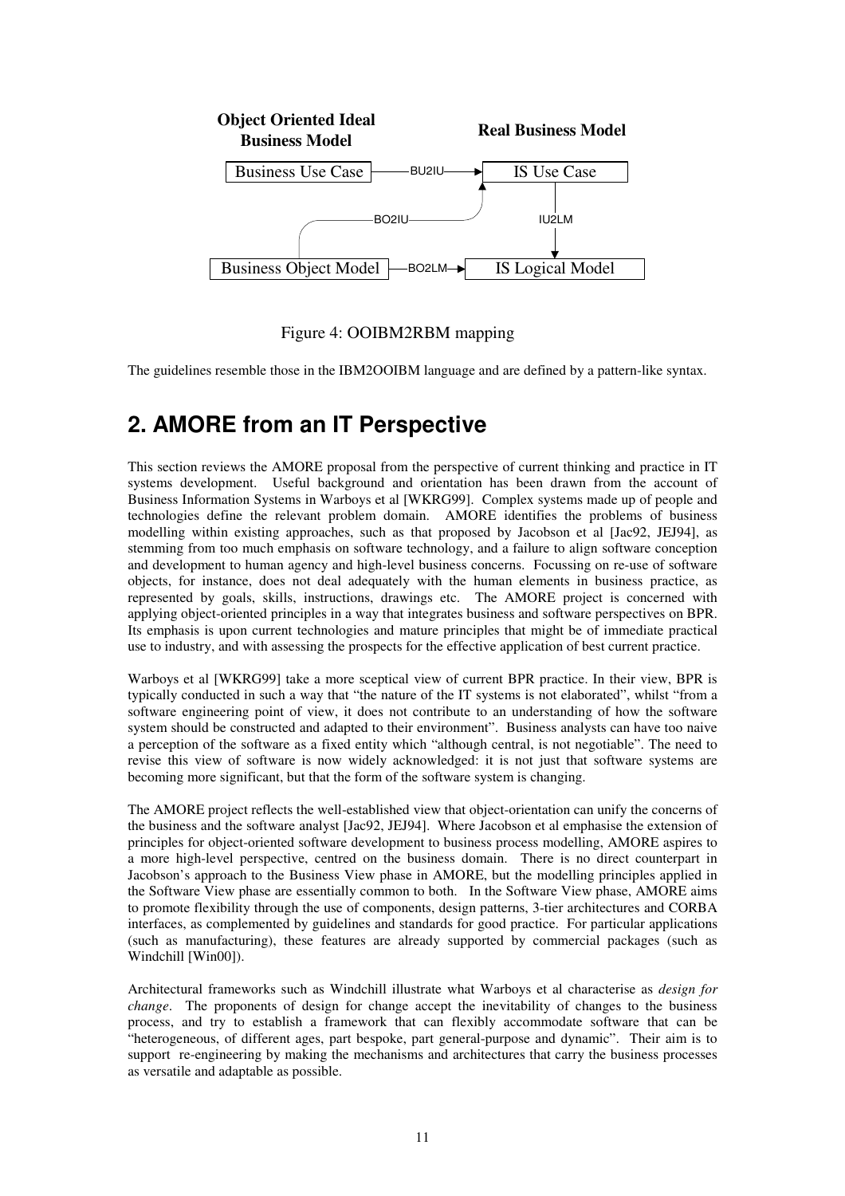Figure 4: OOIBM2RBM mapping

The guidelines resemble those in the IBM2OOIBM language and are defined by a pattern-like syntax.

# 2. AMORE from an IT Perspective

This section reviews the AMORE proposal from the perspective of current thinking and practice in IT systems development. Useful background and orientation has been drawn from the account of Business Information Systems in Warboys et al [WKRG99]. Complex systems made up of people and technologies define the relevant problem domain. AMORE identifies the problems of business modelling within existing approaches, such as that proposed by Jacobson et al [Jac92, JEJ94], as stemming from too much emphasis on software technology, and a failure to align software conception and development to human agency and high-level business concerns. Focussing on re-use of software objects, for instance, does not deal adequately with the human elements in business practice, as represented by goals, skills, instructions, drawings etc. The AMORE project is concerned with applying object-oriented principles in a way that integrates business and software perspectives on BPR. Its emphasis is upon current technologies and mature principles that might be of immediate practical use to industry, and with assessing the prospects for the effective application of best current practice.

Warboys et al [WKRG99] take a more sceptical view of current BPR practice. In their view, BPR is typically conducted in such a way that "the nature of the IT systems is not elaborated", whilst "from a software engineering point of view, it does not contribute to an understanding of how the software system should be constructed and adapted to their environment". Business analysts can have too naive a perception of the software as a fixed entity which "although central, is not negotiable". The need to revise this view of software is now widely acknowledged: it is not just that software systems are becoming more significant, but that the form of the software system is changing.

The AMORE project reflects the well-established view that object-orientation can unify the concerns of the business and the software analyst [Jac92, JEJ94]. Where Jacobson et al emphasise the extension of principles for object-oriented software development to business process modelling, AMORE aspires to a more high-level perspective, centred on the business domain. There is no direct counterpart in Jacobson's approach to the Business View phase in AMORE, but the modelling principles applied in the Software View phase are essentially common to both. In the Software View phase, AMORE aims to promote flexibility through the use of components, design patterns, 3-tier architectures and CORBA interfaces, as complemented by guidelines and standards for good practice. For particular applications (such as manufacturing), these features are already supported by commercial packages (such as Windchill [Win00]).

Architectural frameworks such as Windchill illustrate what Warboys et al characterise as *design for change*. The proponents of design for change accept the inevitability of changes to the business process, and try to establish a framework that can flexibly accommodate software that can be "heterogeneous, of different ages, part bespoke, part general-purpose and dynamic". Their aim is to support re-engineering by making the mechanisms and architectures that carry the business processes as versatile and adaptable as possible.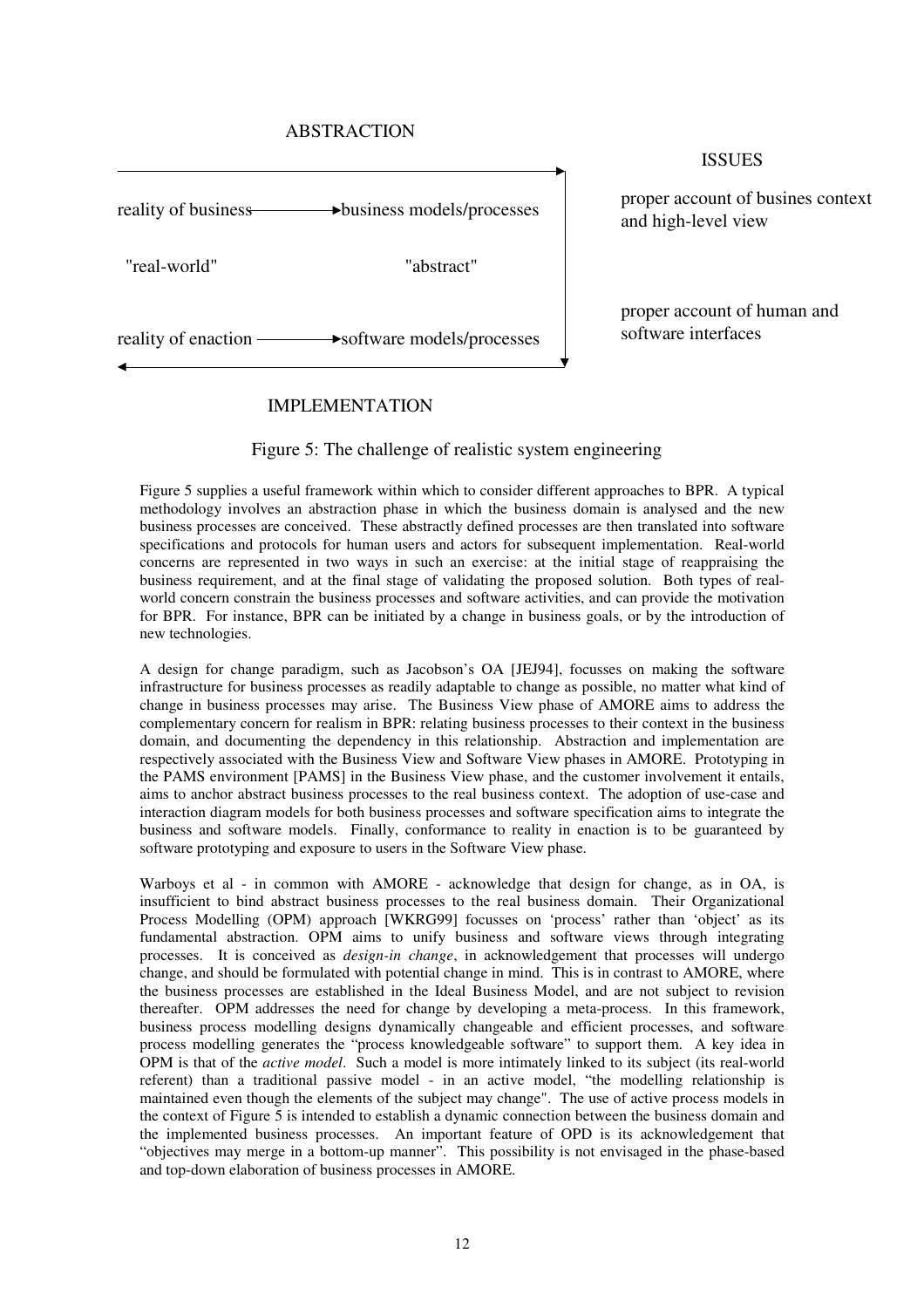ABSTRACTION

ISSUES

reality of business → business models/processes

"real-world" "abstract"

reality of enaction → software models/processes

proper account of busines context and high-level view

proper account of human and software interfaces

IMPLEMENTATION

Figure 5: The challenge of realistic system engineering

Figure 5 supplies a useful framework within which to consider different approaches to BPR. A typical methodology involves an abstraction phase in which the business domain is analysed and the new business processes are conceived. These abstractly defined processes are then translated into software specifications and protocols for human users and actors for subsequent implementation. Real-world concerns are represented in two ways in such an exercise: at the initial stage of reappraising the business requirement, and at the final stage of validating the proposed solution. Both types of real-world concern constrain the business processes and software activities, and can provide the motivation for BPR. For instance, BPR can be initiated by a change in business goals, or by the introduction of new technologies.

A design for change paradigm, such as Jacobson's OA [JEJ94], focusses on making the software infrastructure for business processes as readily adaptable to change as possible, no matter what kind of change in business processes may arise. The Business View phase of AMORE aims to address the complementary concern for realism in BPR: relating business processes to their context in the business domain, and documenting the dependency in this relationship. Abstraction and implementation are respectively associated with the Business View and Software View phases in AMORE. Prototyping in the PAMS environment [PAMS] in the Business View phase, and the customer involvement it entails, aims to anchor abstract business processes to the real business context. The adoption of use-case and interaction diagram models for both business processes and software specification aims to integrate the business and software models. Finally, conformance to reality in enaction is to be guaranteed by software prototyping and exposure to users in the Software View phase.

Warboys et al - in common with AMORE - acknowledge that design for change, as in OA, is insufficient to bind abstract business processes to the real business domain. Their Organizational Process Modelling (OPM) approach [WKRG99] focusses on 'process' rather than 'object' as its fundamental abstraction. OPM aims to unify business and software views through integrating processes. It is conceived as *design-in change*, in acknowledgement that processes will undergo change, and should be formulated with potential change in mind. This is in contrast to AMORE, where the business processes are established in the Ideal Business Model, and are not subject to revision thereafter. OPM addresses the need for change by developing a meta-process. In this framework, business process modelling designs dynamically changeable and efficient processes, and software process modelling generates the "process knowledgeable software" to support them. A key idea in OPM is that of the *active model*. Such a model is more intimately linked to its subject (its real-world referent) than a traditional passive model - in an active model, "the modelling relationship is maintained even though the elements of the subject may change". The use of active process models in the context of Figure 5 is intended to establish a dynamic connection between the business domain and the implemented business processes. An important feature of OPD is its acknowledgement that "objectives may merge in a bottom-up manner". This possibility is not envisaged in the phase-based and top-down elaboration of business processes in AMORE.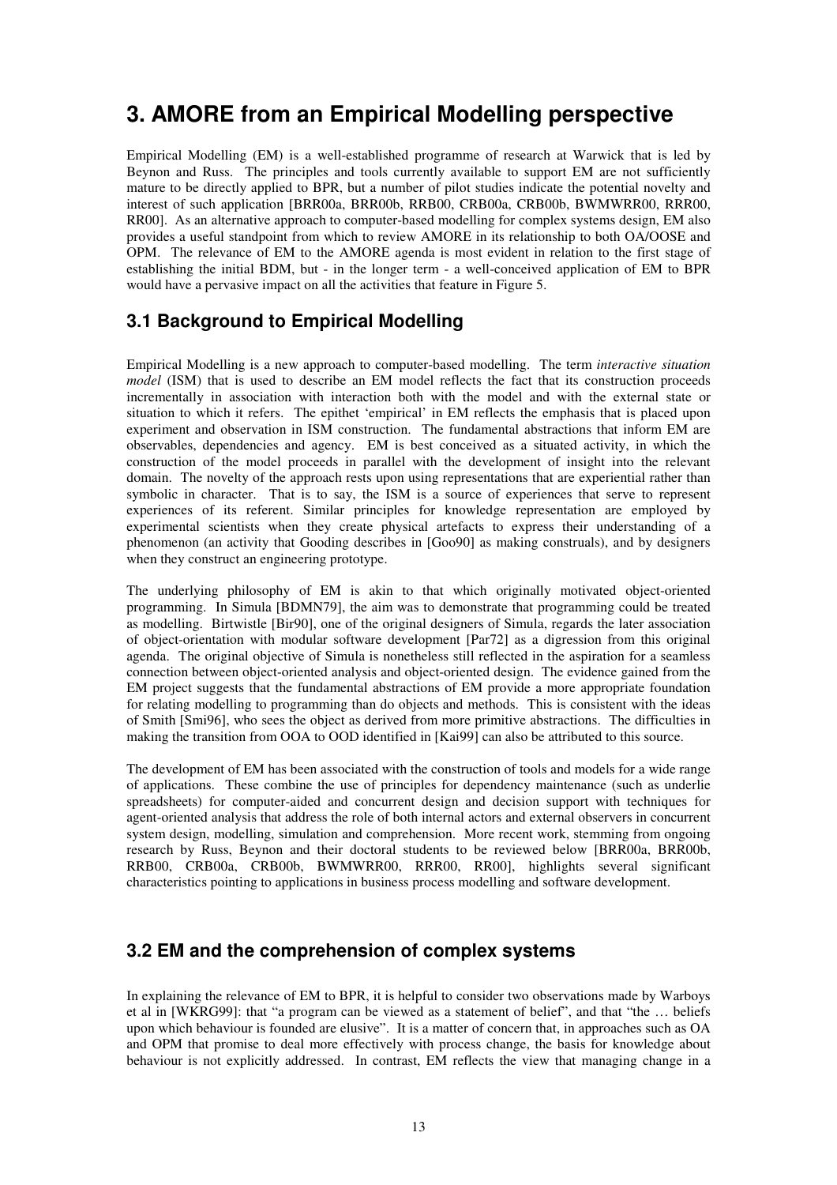# 3. AMORE from an Empirical Modelling perspective

Empirical Modelling (EM) is a well-established programme of research at Warwick that is led by Beynon and Russ. The principles and tools currently available to support EM are not sufficiently mature to be directly applied to BPR, but a number of pilot studies indicate the potential novelty and interest of such application [BRR00a, BRR00b, RRB00, CRB00a, CRB00b, BWMWRR00, RRR00, RR00]. As an alternative approach to computer-based modelling for complex systems design, EM also provides a useful standpoint from which to review AMORE in its relationship to both OA/OOSE and OPM. The relevance of EM to the AMORE agenda is most evident in relation to the first stage of establishing the initial BDM, but - in the longer term - a well-conceived application of EM to BPR would have a pervasive impact on all the activities that feature in Figure 5.

## 3.1 Background to Empirical Modelling

Empirical Modelling is a new approach to computer-based modelling. The term *interactive situation model* (ISM) that is used to describe an EM model reflects the fact that its construction proceeds incrementally in association with interaction both with the model and with the external state or situation to which it refers. The epithet 'empirical' in EM reflects the emphasis that is placed upon experiment and observation in ISM construction. The fundamental abstractions that inform EM are observables, dependencies and agency. EM is best conceived as a situated activity, in which the construction of the model proceeds in parallel with the development of insight into the relevant domain. The novelty of the approach rests upon using representations that are experiential rather than symbolic in character. That is to say, the ISM is a source of experiences that serve to represent experiences of its referent. Similar principles for knowledge representation are employed by experimental scientists when they create physical artefacts to express their understanding of a phenomenon (an activity that Gooding describes in [Goo90] as making construals), and by designers when they construct an engineering prototype.

The underlying philosophy of EM is akin to that which originally motivated object-oriented programming. In Simula [BDMN79], the aim was to demonstrate that programming could be treated as modelling. Birtwistle [Bir90], one of the original designers of Simula, regards the later association of object-orientation with modular software development [Par72] as a digression from this original agenda. The original objective of Simula is nonetheless still reflected in the aspiration for a seamless connection between object-oriented analysis and object-oriented design. The evidence gained from the EM project suggests that the fundamental abstractions of EM provide a more appropriate foundation for relating modelling to programming than do objects and methods. This is consistent with the ideas of Smith [Smi96], who sees the object as derived from more primitive abstractions. The difficulties in making the transition from OOA to OOD identified in [Kai99] can also be attributed to this source.

The development of EM has been associated with the construction of tools and models for a wide range of applications. These combine the use of principles for dependency maintenance (such as underlie spreadsheets) for computer-aided and concurrent design and decision support with techniques for agent-oriented analysis that address the role of both internal actors and external observers in concurrent system design, modelling, simulation and comprehension. More recent work, stemming from ongoing research by Russ, Beynon and their doctoral students to be reviewed below [BRR00a, BRR00b, RRB00, CRB00a, CRB00b, BWMWRR00, RRR00, RR00], highlights several significant characteristics pointing to applications in business process modelling and software development.

## 3.2 EM and the comprehension of complex systems

In explaining the relevance of EM to BPR, it is helpful to consider two observations made by Warboys et al in [WKRG99]: that "a program can be viewed as a statement of belief", and that "the … beliefs upon which behaviour is founded are elusive". It is a matter of concern that, in approaches such as OA and OPM that promise to deal more effectively with process change, the basis for knowledge about behaviour is not explicitly addressed. In contrast, EM reflects the view that managing change in a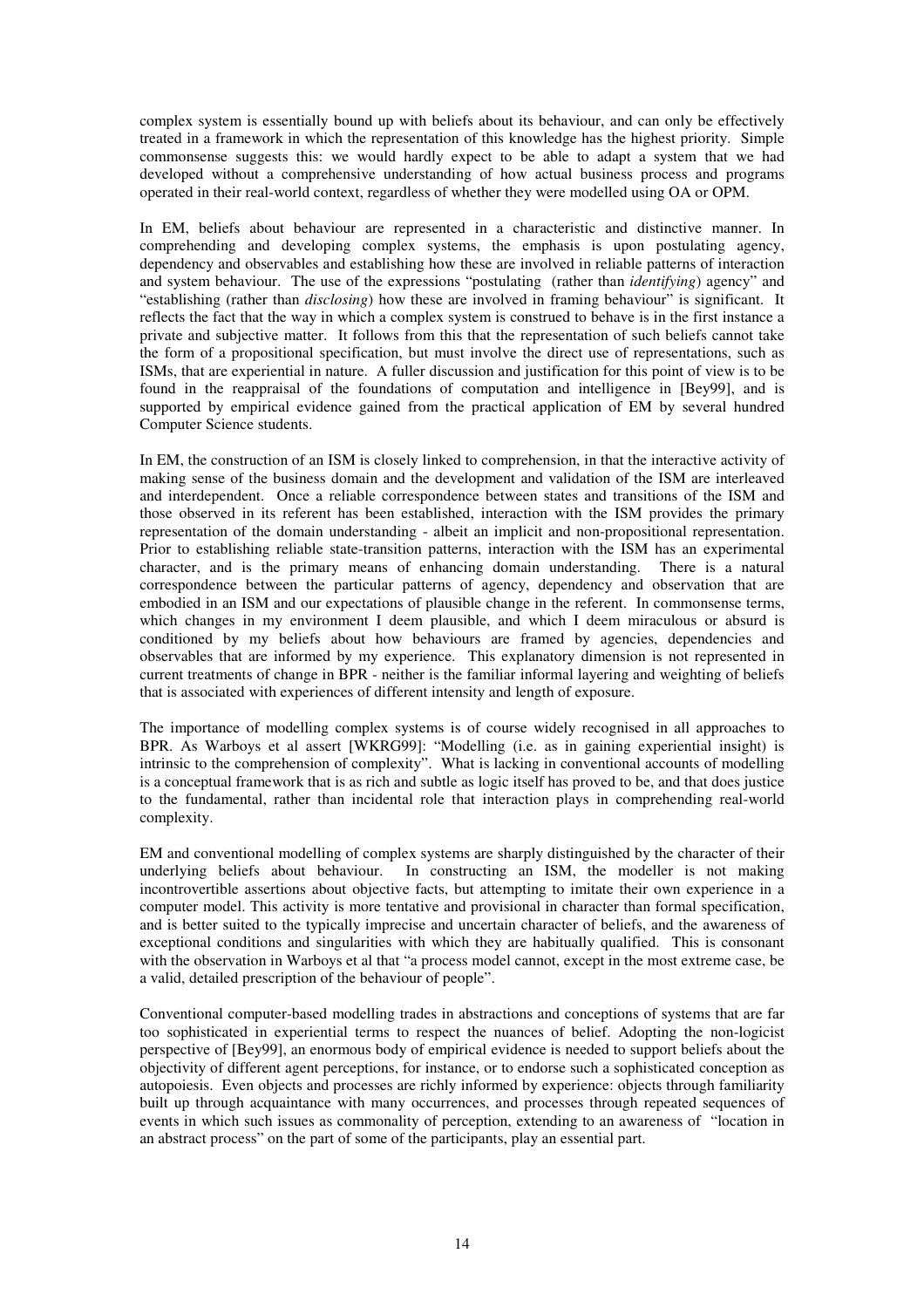complex system is essentially bound up with beliefs about its behaviour, and can only be effectively treated in a framework in which the representation of this knowledge has the highest priority. Simple commonsense suggests this: we would hardly expect to be able to adapt a system that we had developed without a comprehensive understanding of how actual business process and programs operated in their real-world context, regardless of whether they were modelled using OA or OPM.

In EM, beliefs about behaviour are represented in a characteristic and distinctive manner. In comprehending and developing complex systems, the emphasis is upon postulating agency, dependency and observables and establishing how these are involved in reliable patterns of interaction and system behaviour. The use of the expressions "postulating (rather than *identifying*) agency" and "establishing (rather than *disclosing*) how these are involved in framing behaviour" is significant. It reflects the fact that the way in which a complex system is construed to behave is in the first instance a private and subjective matter. It follows from this that the representation of such beliefs cannot take the form of a propositional specification, but must involve the direct use of representations, such as ISMs, that are experiential in nature. A fuller discussion and justification for this point of view is to be found in the reappraisal of the foundations of computation and intelligence in [Bey99], and is supported by empirical evidence gained from the practical application of EM by several hundred Computer Science students.

In EM, the construction of an ISM is closely linked to comprehension, in that the interactive activity of making sense of the business domain and the development and validation of the ISM are interleaved and interdependent. Once a reliable correspondence between states and transitions of the ISM and those observed in its referent has been established, interaction with the ISM provides the primary representation of the domain understanding - albeit an implicit and non-propositional representation. Prior to establishing reliable state-transition patterns, interaction with the ISM has an experimental character, and is the primary means of enhancing domain understanding. There is a natural correspondence between the particular patterns of agency, dependency and observation that are embodied in an ISM and our expectations of plausible change in the referent. In commonsense terms, which changes in my environment I deem plausible, and which I deem miraculous or absurd is conditioned by my beliefs about how behaviours are framed by agencies, dependencies and observables that are informed by my experience. This explanatory dimension is not represented in current treatments of change in BPR - neither is the familiar informal layering and weighting of beliefs that is associated with experiences of different intensity and length of exposure.

The importance of modelling complex systems is of course widely recognised in all approaches to BPR. As Warboys et al assert [WKRG99]: "Modelling (i.e. as in gaining experiential insight) is intrinsic to the comprehension of complexity". What is lacking in conventional accounts of modelling is a conceptual framework that is as rich and subtle as logic itself has proved to be, and that does justice to the fundamental, rather than incidental role that interaction plays in comprehending real-world complexity.

EM and conventional modelling of complex systems are sharply distinguished by the character of their underlying beliefs about behaviour. In constructing an ISM, the modeller is not making incontrovertible assertions about objective facts, but attempting to imitate their own experience in a computer model. This activity is more tentative and provisional in character than formal specification, and is better suited to the typically imprecise and uncertain character of beliefs, and the awareness of exceptional conditions and singularities with which they are habitually qualified. This is consonant with the observation in Warboys et al that "a process model cannot, except in the most extreme case, be a valid, detailed prescription of the behaviour of people".

Conventional computer-based modelling trades in abstractions and conceptions of systems that are far too sophisticated in experiential terms to respect the nuances of belief. Adopting the non-logicist perspective of [Bey99], an enormous body of empirical evidence is needed to support beliefs about the objectivity of different agent perceptions, for instance, or to endorse such a sophisticated conception as autopoiesis. Even objects and processes are richly informed by experience: objects through familiarity built up through acquaintance with many occurrences, and processes through repeated sequences of events in which such issues as commonality of perception, extending to an awareness of "location in an abstract process" on the part of some of the participants, play an essential part.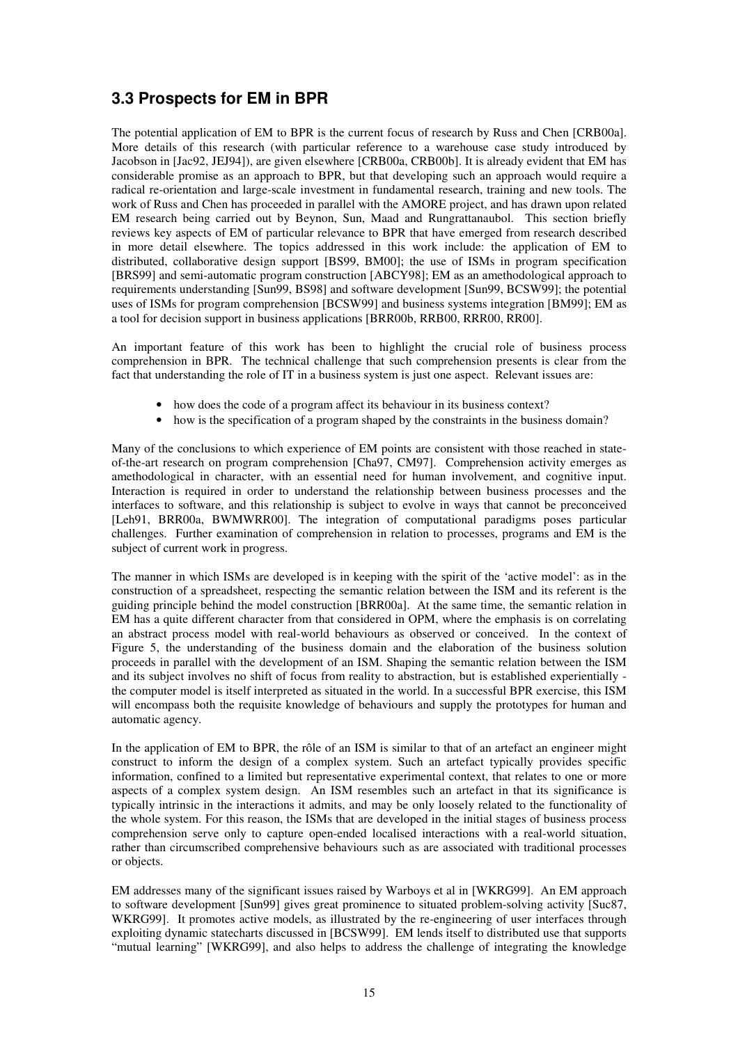## 3.3 Prospects for EM in BPR

The potential application of EM to BPR is the current focus of research by Russ and Chen [CRB00a]. More details of this research (with particular reference to a warehouse case study introduced by Jacobson in [Jac92, JEJ94]), are given elsewhere [CRB00a, CRB00b]. It is already evident that EM has considerable promise as an approach to BPR, but that developing such an approach would require a radical re-orientation and large-scale investment in fundamental research, training and new tools. The work of Russ and Chen has proceeded in parallel with the AMORE project, and has drawn upon related EM research being carried out by Beynon, Sun, Maad and Rungrattanaubol. This section briefly reviews key aspects of EM of particular relevance to BPR that have emerged from research described in more detail elsewhere. The topics addressed in this work include: the application of EM to distributed, collaborative design support [BS99, BM00]; the use of ISMs in program specification [BRS99] and semi-automatic program construction [ABCY98]; EM as an amethodological approach to requirements understanding [Sun99, BS98] and software development [Sun99, BCSW99]; the potential uses of ISMs for program comprehension [BCSW99] and business systems integration [BM99]; EM as a tool for decision support in business applications [BRR00b, RRB00, RRR00, RR00].

An important feature of this work has been to highlight the crucial role of business process comprehension in BPR. The technical challenge that such comprehension presents is clear from the fact that understanding the role of IT in a business system is just one aspect. Relevant issues are:

- how does the code of a program affect its behaviour in its business context?
- how is the specification of a program shaped by the constraints in the business domain?

Many of the conclusions to which experience of EM points are consistent with those reached in state-of-the-art research on program comprehension [Cha97, CM97]. Comprehension activity emerges as amethodological in character, with an essential need for human involvement, and cognitive input. Interaction is required in order to understand the relationship between business processes and the interfaces to software, and this relationship is subject to evolve in ways that cannot be preconceived [Leh91, BRR00a, BWMWRR00]. The integration of computational paradigms poses particular challenges. Further examination of comprehension in relation to processes, programs and EM is the subject of current work in progress.

The manner in which ISMs are developed is in keeping with the spirit of the 'active model': as in the construction of a spreadsheet, respecting the semantic relation between the ISM and its referent is the guiding principle behind the model construction [BRR00a]. At the same time, the semantic relation in EM has a quite different character from that considered in OPM, where the emphasis is on correlating an abstract process model with real-world behaviours as observed or conceived. In the context of Figure 5, the understanding of the business domain and the elaboration of the business solution proceeds in parallel with the development of an ISM. Shaping the semantic relation between the ISM and its subject involves no shift of focus from reality to abstraction, but is established experientially - the computer model is itself interpreted as situated in the world. In a successful BPR exercise, this ISM will encompass both the requisite knowledge of behaviours and supply the prototypes for human and automatic agency.

In the application of EM to BPR, the rôle of an ISM is similar to that of an artefact an engineer might construct to inform the design of a complex system. Such an artefact typically provides specific information, confined to a limited but representative experimental context, that relates to one or more aspects of a complex system design. An ISM resembles such an artefact in that its significance is typically intrinsic in the interactions it admits, and may be only loosely related to the functionality of the whole system. For this reason, the ISMs that are developed in the initial stages of business process comprehension serve only to capture open-ended localised interactions with a real-world situation, rather than circumscribed comprehensive behaviours such as are associated with traditional processes or objects.

EM addresses many of the significant issues raised by Warboys et al in [WKRG99]. An EM approach to software development [Sun99] gives great prominence to situated problem-solving activity [Suc87, WKRG99]. It promotes active models, as illustrated by the re-engineering of user interfaces through exploiting dynamic statecharts discussed in [BCSW99]. EM lends itself to distributed use that supports "mutual learning" [WKRG99], and also helps to address the challenge of integrating the knowledge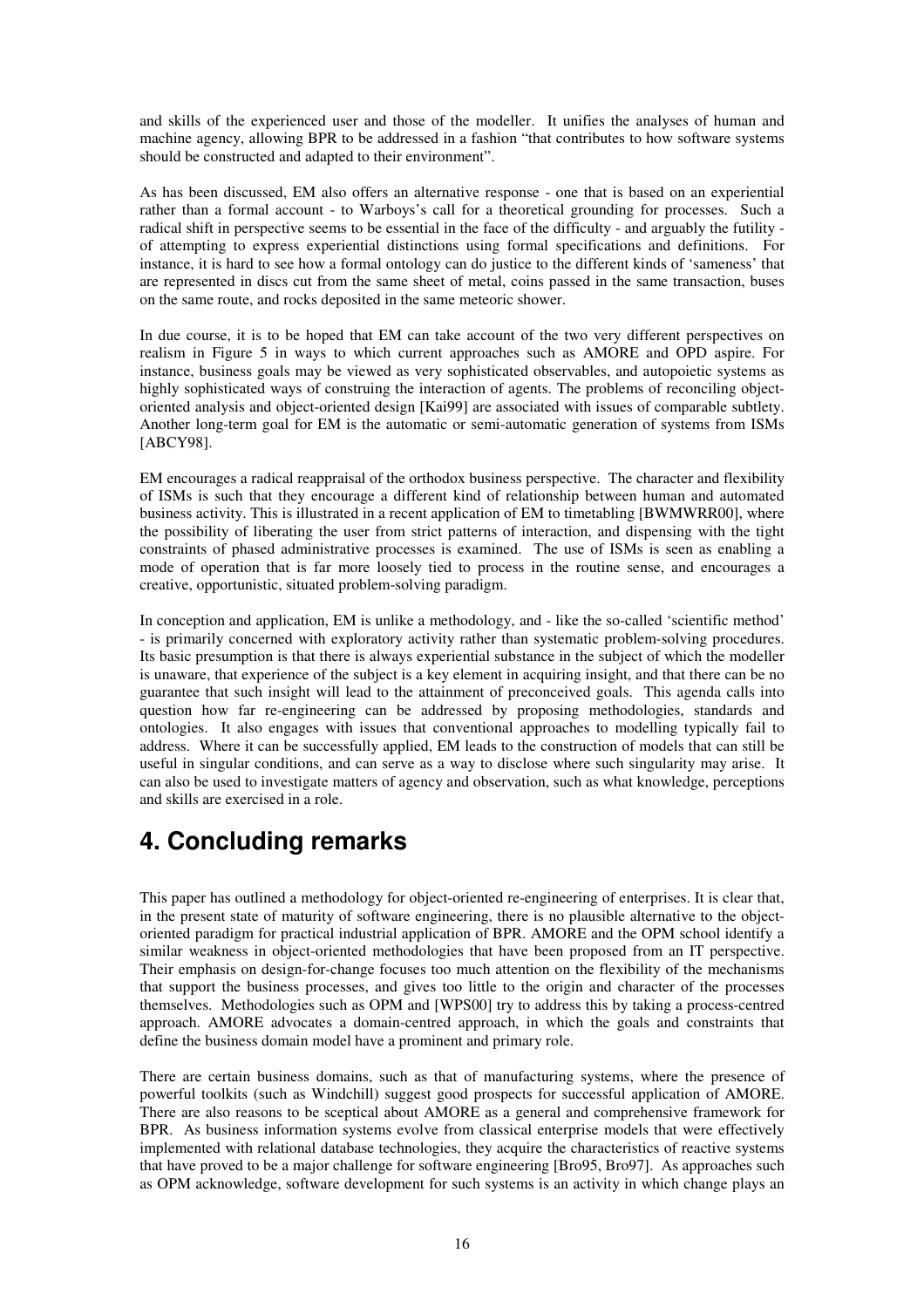and skills of the experienced user and those of the modeller. It unifies the analyses of human and machine agency, allowing BPR to be addressed in a fashion "that contributes to how software systems should be constructed and adapted to their environment".

As has been discussed, EM also offers an alternative response - one that is based on an experiential rather than a formal account - to Warboys's call for a theoretical grounding for processes. Such a radical shift in perspective seems to be essential in the face of the difficulty - and arguably the futility - of attempting to express experiential distinctions using formal specifications and definitions. For instance, it is hard to see how a formal ontology can do justice to the different kinds of 'sameness' that are represented in discs cut from the same sheet of metal, coins passed in the same transaction, buses on the same route, and rocks deposited in the same meteoric shower.

In due course, it is to be hoped that EM can take account of the two very different perspectives on realism in Figure 5 in ways to which current approaches such as AMORE and OPD aspire. For instance, business goals may be viewed as very sophisticated observables, and autopoietic systems as highly sophisticated ways of construing the interaction of agents. The problems of reconciling object-oriented analysis and object-oriented design [Kai99] are associated with issues of comparable subtlety. Another long-term goal for EM is the automatic or semi-automatic generation of systems from ISMs [ABCY98].

EM encourages a radical reappraisal of the orthodox business perspective. The character and flexibility of ISMs is such that they encourage a different kind of relationship between human and automated business activity. This is illustrated in a recent application of EM to timetabling [BWMWRR00], where the possibility of liberating the user from strict patterns of interaction, and dispensing with the tight constraints of phased administrative processes is examined. The use of ISMs is seen as enabling a mode of operation that is far more loosely tied to process in the routine sense, and encourages a creative, opportunistic, situated problem-solving paradigm.

In conception and application, EM is unlike a methodology, and - like the so-called 'scientific method' - is primarily concerned with exploratory activity rather than systematic problem-solving procedures. Its basic presumption is that there is always experiential substance in the subject of which the modeller is unaware, that experience of the subject is a key element in acquiring insight, and that there can be no guarantee that such insight will lead to the attainment of preconceived goals. This agenda calls into question how far re-engineering can be addressed by proposing methodologies, standards and ontologies. It also engages with issues that conventional approaches to modelling typically fail to address. Where it can be successfully applied, EM leads to the construction of models that can still be useful in singular conditions, and can serve as a way to disclose where such singularity may arise. It can also be used to investigate matters of agency and observation, such as what knowledge, perceptions and skills are exercised in a role.

# 4. Concluding remarks

This paper has outlined a methodology for object-oriented re-engineering of enterprises. It is clear that, in the present state of maturity of software engineering, there is no plausible alternative to the object-oriented paradigm for practical industrial application of BPR. AMORE and the OPM school identify a similar weakness in object-oriented methodologies that have been proposed from an IT perspective. Their emphasis on design-for-change focuses too much attention on the flexibility of the mechanisms that support the business processes, and gives too little to the origin and character of the processes themselves. Methodologies such as OPM and [WPS00] try to address this by taking a process-centred approach. AMORE advocates a domain-centred approach, in which the goals and constraints that define the business domain model have a prominent and primary role.

There are certain business domains, such as that of manufacturing systems, where the presence of powerful toolkits (such as Windchill) suggest good prospects for successful application of AMORE. There are also reasons to be sceptical about AMORE as a general and comprehensive framework for BPR. As business information systems evolve from classical enterprise models that were effectively implemented with relational database technologies, they acquire the characteristics of reactive systems that have proved to be a major challenge for software engineering [Bro95, Bro97]. As approaches such as OPM acknowledge, software development for such systems is an activity in which change plays an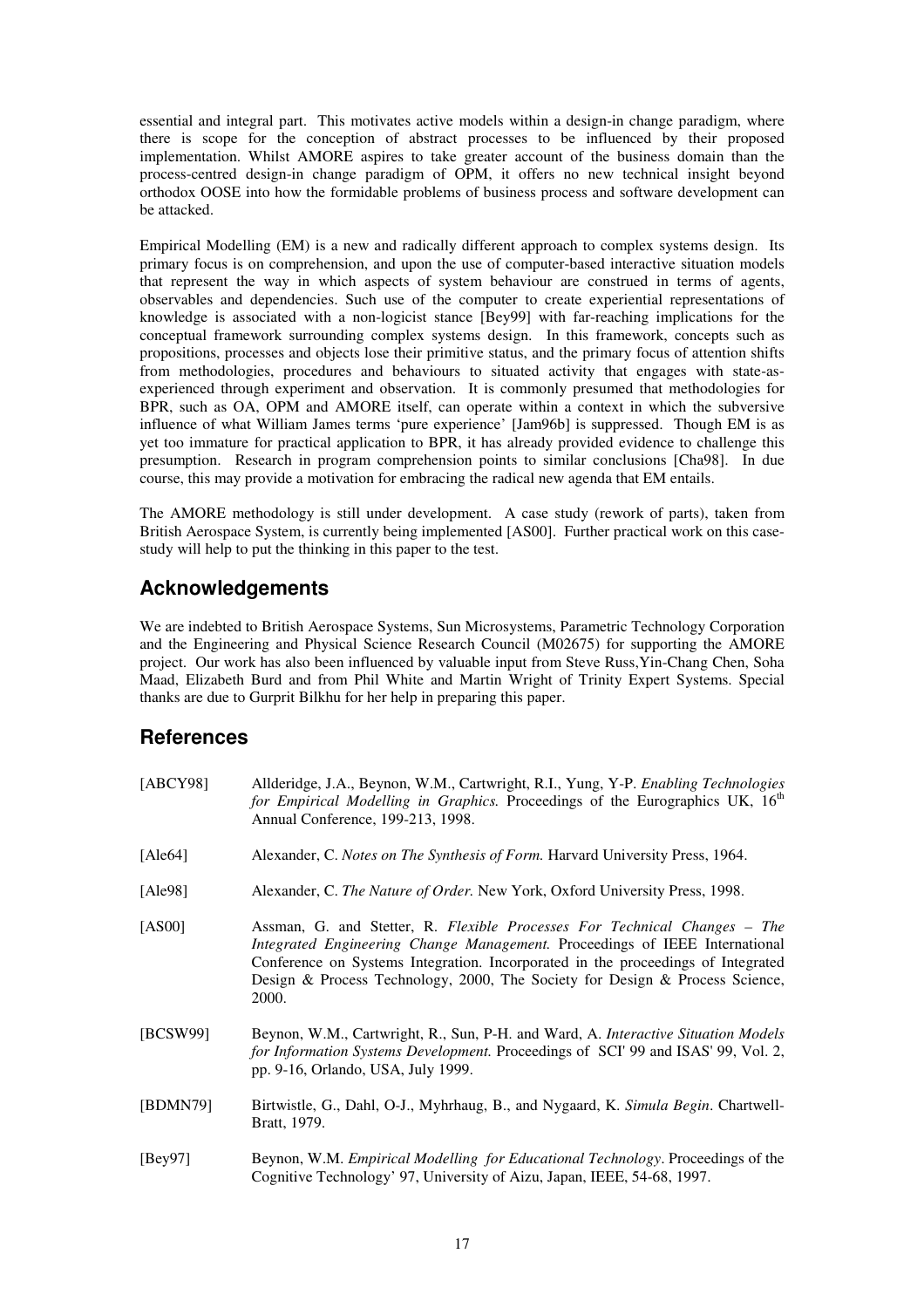essential and integral part. This motivates active models within a design-in change paradigm, where there is scope for the conception of abstract processes to be influenced by their proposed implementation. Whilst AMORE aspires to take greater account of the business domain than the process-centred design-in change paradigm of OPM, it offers no new technical insight beyond orthodox OOSE into how the formidable problems of business process and software development can be attacked.

Empirical Modelling (EM) is a new and radically different approach to complex systems design. Its primary focus is on comprehension, and upon the use of computer-based interactive situation models that represent the way in which aspects of system behaviour are construed in terms of agents, observables and dependencies. Such use of the computer to create experiential representations of knowledge is associated with a non-logicist stance [Bey99] with far-reaching implications for the conceptual framework surrounding complex systems design. In this framework, concepts such as propositions, processes and objects lose their primitive status, and the primary focus of attention shifts from methodologies, procedures and behaviours to situated activity that engages with state-as-experienced through experiment and observation. It is commonly presumed that methodologies for BPR, such as OA, OPM and AMORE itself, can operate within a context in which the subversive influence of what William James terms 'pure experience' [Jam96b] is suppressed. Though EM is as yet too immature for practical application to BPR, it has already provided evidence to challenge this presumption. Research in program comprehension points to similar conclusions [Cha98]. In due course, this may provide a motivation for embracing the radical new agenda that EM entails.

The AMORE methodology is still under development. A case study (rework of parts), taken from British Aerospace System, is currently being implemented [AS00]. Further practical work on this case-study will help to put the thinking in this paper to the test.

## Acknowledgements

We are indebted to British Aerospace Systems, Sun Microsystems, Parametric Technology Corporation and the Engineering and Physical Science Research Council (M02675) for supporting the AMORE project. Our work has also been influenced by valuable input from Steve Russ,Yin-Chang Chen, Soha Maad, Elizabeth Burd and from Phil White and Martin Wright of Trinity Expert Systems. Special thanks are due to Gurprit Bilkhu for her help in preparing this paper.

## References

[ABCY98] Allderidge, J.A., Beynon, W.M., Cartwright, R.I., Yung, Y-P. *Enabling Technologies for Empirical Modelling in Graphics.* Proceedings of the Eurographics UK, 16th Annual Conference, 199-213, 1998.

[Ale64] Alexander, C. *Notes on The Synthesis of Form.* Harvard University Press, 1964.

[Ale98] Alexander, C. *The Nature of Order.* New York, Oxford University Press, 1998.

[AS00] Assman, G. and Stetter, R. *Flexible Processes For Technical Changes – The Integrated Engineering Change Management.* Proceedings of IEEE International Conference on Systems Integration. Incorporated in the proceedings of Integrated Design & Process Technology, 2000, The Society for Design & Process Science, 2000.

[BCSW99] Beynon, W.M., Cartwright, R., Sun, P-H. and Ward, A. *Interactive Situation Models for Information Systems Development.* Proceedings of SCI' 99 and ISAS' 99, Vol. 2, pp. 9-16, Orlando, USA, July 1999.

[BDMN79] Birtwistle, G., Dahl, O-J., Myhrhaug, B., and Nygaard, K. *Simula Begin*. Chartwell-Bratt, 1979.

[Bey97] Beynon, W.M. *Empirical Modelling for Educational Technology*. Proceedings of the Cognitive Technology' 97, University of Aizu, Japan, IEEE, 54-68, 1997.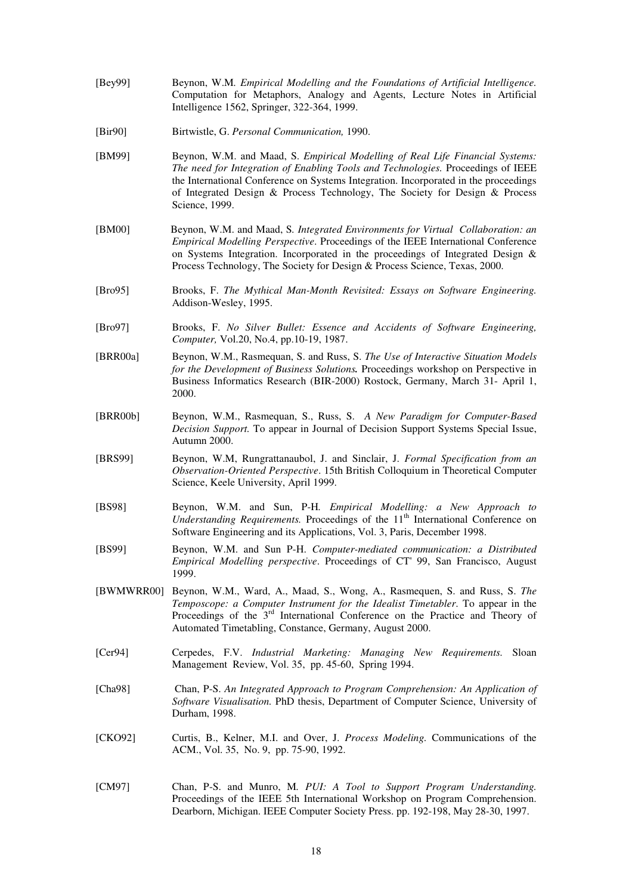[Bey99] Beynon, W.M. *Empirical Modelling and the Foundations of Artificial Intelligence.* Computation for Metaphors, Analogy and Agents, Lecture Notes in Artificial Intelligence 1562, Springer, 322-364, 1999.

[Bir90] Birtwistle, G. *Personal Communication,* 1990.

[BM99] Beynon, W.M. and Maad, S. *Empirical Modelling of Real Life Financial Systems: The need for Integration of Enabling Tools and Technologies.* Proceedings of IEEE the International Conference on Systems Integration. Incorporated in the proceedings of Integrated Design & Process Technology, The Society for Design & Process Science, 1999.

[BM00] Beynon, W.M. and Maad, S. *Integrated Environments for Virtual Collaboration: an Empirical Modelling Perspective*. Proceedings of the IEEE International Conference on Systems Integration. Incorporated in the proceedings of Integrated Design & Process Technology, The Society for Design & Process Science, Texas, 2000.

[Bro95] Brooks, F. *The Mythical Man-Month Revisited: Essays on Software Engineering.* Addison-Wesley, 1995.

[Bro97] Brooks, F. *No Silver Bullet: Essence and Accidents of Software Engineering, Computer,* Vol.20, No.4, pp.10-19, 1987.

[BRR00a] Beynon, W.M., Rasmequan, S. and Russ, S. *The Use of Interactive Situation Models for the Development of Business Solutions.* Proceedings workshop on Perspective in Business Informatics Research (BIR-2000) Rostock, Germany, March 31- April 1, 2000.

[BRR00b] Beynon, W.M., Rasmequan, S., Russ, S. *A New Paradigm for Computer-Based Decision Support.* To appear in Journal of Decision Support Systems Special Issue, Autumn 2000.

[BRS99] Beynon, W.M, Rungrattanaubol, J. and Sinclair, J. *Formal Specification from an Observation-Oriented Perspective*. 15th British Colloquium in Theoretical Computer Science, Keele University, April 1999.

[BS98] Beynon, W.M. and Sun, P-H. *Empirical Modelling: a New Approach to Understanding Requirements.* Proceedings of the 11th International Conference on Software Engineering and its Applications, Vol. 3, Paris, December 1998.

[BS99] Beynon, W.M. and Sun P-H. *Computer-mediated communication: a Distributed Empirical Modelling perspective*. Proceedings of CT' 99, San Francisco, August 1999.

[BWMWRR00] Beynon, W.M., Ward, A., Maad, S., Wong, A., Rasmequen, S. and Russ, S. *The Temposcope: a Computer Instrument for the Idealist Timetabler*. To appear in the Proceedings of the 3rd International Conference on the Practice and Theory of Automated Timetabling, Constance, Germany, August 2000.

[Cer94] Cerpedes, F.V. *Industrial Marketing: Managing New Requirements.* Sloan Management Review, Vol. 35, pp. 45-60, Spring 1994.

[Cha98] Chan, P-S. *An Integrated Approach to Program Comprehension: An Application of Software Visualisation.* PhD thesis, Department of Computer Science, University of Durham, 1998.

[CKO92] Curtis, B., Kelner, M.I. and Over, J. *Process Modeling.* Communications of the ACM., Vol. 35, No. 9, pp. 75-90, 1992.

[CM97] Chan, P-S. and Munro, M. *PUI: A Tool to Support Program Understanding.* Proceedings of the IEEE 5th International Workshop on Program Comprehension. Dearborn, Michigan. IEEE Computer Society Press. pp. 192-198, May 28-30, 1997.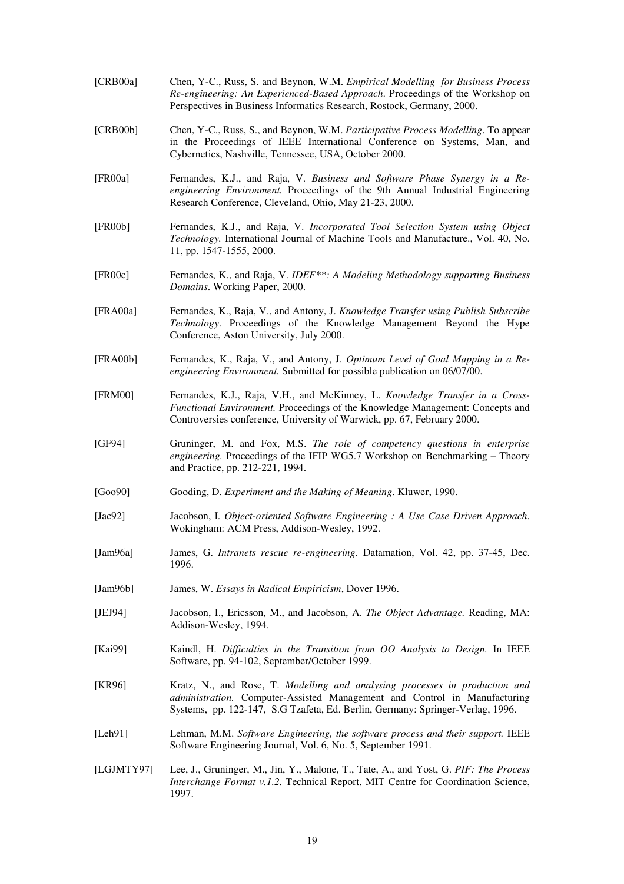[CRB00a] Chen, Y-C., Russ, S. and Beynon, W.M. *Empirical Modelling for Business Process Re-engineering: An Experienced-Based Approach*. Proceedings of the Workshop on Perspectives in Business Informatics Research, Rostock, Germany, 2000.

[CRB00b] Chen, Y-C., Russ, S., and Beynon, W.M. *Participative Process Modelling*. To appear in the Proceedings of IEEE International Conference on Systems, Man, and Cybernetics, Nashville, Tennessee, USA, October 2000.

[FR00a] Fernandes, K.J., and Raja, V. *Business and Software Phase Synergy in a Re-engineering Environment.* Proceedings of the 9th Annual Industrial Engineering Research Conference, Cleveland, Ohio, May 21-23, 2000.

[FR00b] Fernandes, K.J., and Raja, V. *Incorporated Tool Selection System using Object Technology.* International Journal of Machine Tools and Manufacture., Vol. 40, No. 11, pp. 1547-1555, 2000.

[FR00c] Fernandes, K., and Raja, V. *IDEF**: A Modeling Methodology supporting Business Domains*. Working Paper, 2000.

[FRA00a] Fernandes, K., Raja, V., and Antony, J. *Knowledge Transfer using Publish Subscribe Technology*. Proceedings of the Knowledge Management Beyond the Hype Conference, Aston University, July 2000.

[FRA00b] Fernandes, K., Raja, V., and Antony, J. *Optimum Level of Goal Mapping in a Re-engineering Environment.* Submitted for possible publication on 06/07/00.

[FRM00] Fernandes, K.J., Raja, V.H., and McKinney, L. *Knowledge Transfer in a Cross-Functional Environment.* Proceedings of the Knowledge Management: Concepts and Controversies conference, University of Warwick, pp. 67, February 2000.

[GF94] Gruninger, M. and Fox, M.S. *The role of competency questions in enterprise engineering.* Proceedings of the IFIP WG5.7 Workshop on Benchmarking – Theory and Practice, pp. 212-221, 1994.

[Goo90] Gooding, D. *Experiment and the Making of Meaning*. Kluwer, 1990.

[Jac92] Jacobson, I. *Object-oriented Software Engineering : A Use Case Driven Approach*. Wokingham: ACM Press, Addison-Wesley, 1992.

[Jam96a] James, G. *Intranets rescue re-engineering.* Datamation, Vol. 42, pp. 37-45, Dec. 1996.

[Jam96b] James, W. *Essays in Radical Empiricism*, Dover 1996.

[JEJ94] Jacobson, I., Ericsson, M., and Jacobson, A. *The Object Advantage.* Reading, MA: Addison-Wesley, 1994.

[Kai99] Kaindl, H. *Difficulties in the Transition from OO Analysis to Design.* In IEEE Software, pp. 94-102, September/October 1999.

[KR96] Kratz, N., and Rose, T. *Modelling and analysing processes in production and administration.* Computer-Assisted Management and Control in Manufacturing Systems, pp. 122-147, S.G Tzafeta, Ed. Berlin, Germany: Springer-Verlag, 1996.

[Leh91] Lehman, M.M. *Software Engineering, the software process and their support.* IEEE Software Engineering Journal, Vol. 6, No. 5, September 1991.

[LGJMTY97] Lee, J., Gruninger, M., Jin, Y., Malone, T., Tate, A., and Yost, G. *PIF: The Process Interchange Format v.1.2.* Technical Report, MIT Centre for Coordination Science, 1997.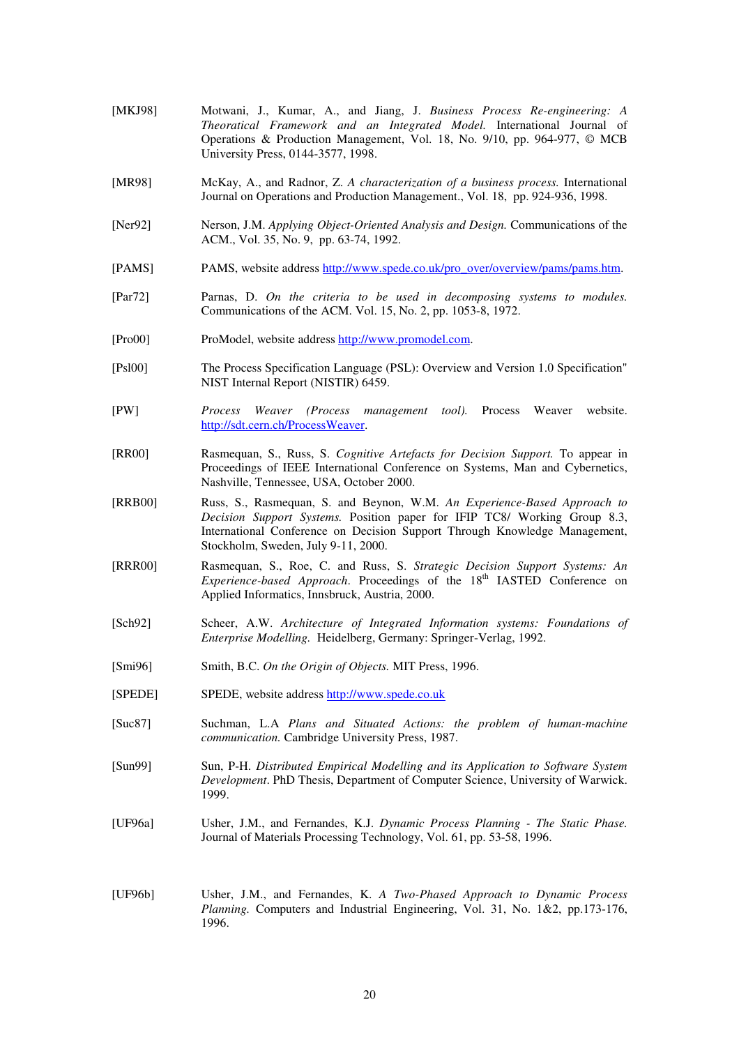[MKJ98] Motwani, J., Kumar, A., and Jiang, J. *Business Process Re-engineering: A Theoratical Framework and an Integrated Model.* International Journal of Operations & Production Management, Vol. 18, No. 9/10, pp. 964-977, © MCB University Press, 0144-3577, 1998.

[MR98] McKay, A., and Radnor, Z. *A characterization of a business process.* International Journal on Operations and Production Management., Vol. 18, pp. 924-936, 1998.

[Ner92] Nerson, J.M. *Applying Object-Oriented Analysis and Design.* Communications of the ACM., Vol. 35, No. 9, pp. 63-74, 1992.

[PAMS] PAMS, website address http://www.spede.co.uk/pro_over/overview/pams/pams.htm.

[Par72] Parnas, D. *On the criteria to be used in decomposing systems to modules.* Communications of the ACM. Vol. 15, No. 2, pp. 1053-8, 1972.

[Pro00] ProModel, website address http://www.promodel.com.

[Psl00] The Process Specification Language (PSL): Overview and Version 1.0 Specification" NIST Internal Report (NISTIR) 6459.

[PW] *Process Weaver (Process management tool).* Process Weaver website. http://sdt.cern.ch/ProcessWeaver.

[RR00] Rasmequan, S., Russ, S. *Cognitive Artefacts for Decision Support.* To appear in Proceedings of IEEE International Conference on Systems, Man and Cybernetics, Nashville, Tennessee, USA, October 2000.

[RRB00] Russ, S., Rasmequan, S. and Beynon, W.M. *An Experience-Based Approach to Decision Support Systems.* Position paper for IFIP TC8/ Working Group 8.3, International Conference on Decision Support Through Knowledge Management, Stockholm, Sweden, July 9-11, 2000.

[RRR00] Rasmequan, S., Roe, C. and Russ, S. *Strategic Decision Support Systems: An Experience-based Approach*. Proceedings of the 18th IASTED Conference on Applied Informatics, Innsbruck, Austria, 2000.

[Sch92] Scheer, A.W. *Architecture of Integrated Information systems: Foundations of Enterprise Modelling.* Heidelberg, Germany: Springer-Verlag, 1992.

[Smi96] Smith, B.C. *On the Origin of Objects.* MIT Press, 1996.

[SPEDE] SPEDE, website address http://www.spede.co.uk

[Suc87] Suchman, L.A *Plans and Situated Actions: the problem of human-machine communication.* Cambridge University Press, 1987.

[Sun99] Sun, P-H. *Distributed Empirical Modelling and its Application to Software System Development*. PhD Thesis, Department of Computer Science, University of Warwick. 1999.

[UF96a] Usher, J.M., and Fernandes, K.J. *Dynamic Process Planning - The Static Phase.* Journal of Materials Processing Technology, Vol. 61, pp. 53-58, 1996.

[UF96b] Usher, J.M., and Fernandes, K. *A Two-Phased Approach to Dynamic Process Planning.* Computers and Industrial Engineering, Vol. 31, No. 1&2, pp.173-176, 1996.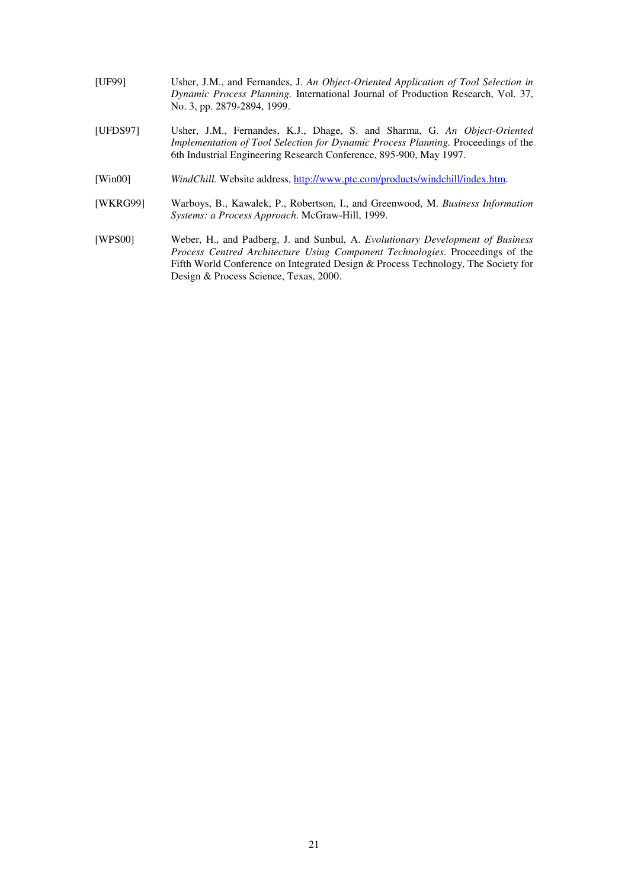[UF99] Usher, J.M., and Fernandes, J. *An Object-Oriented Application of Tool Selection in Dynamic Process Planning.* International Journal of Production Research, Vol. 37, No. 3, pp. 2879-2894, 1999.

[UFDS97] Usher, J.M., Fernandes, K.J., Dhage, S. and Sharma, G. *An Object-Oriented Implementation of Tool Selection for Dynamic Process Planning.* Proceedings of the 6th Industrial Engineering Research Conference, 895-900, May 1997.

[Win00] *WindChill.* Website address, http://www.ptc.com/products/windchill/index.htm.

[WKRG99] Warboys, B., Kawalek, P., Robertson, I., and Greenwood, M. *Business Information Systems: a Process Approach*. McGraw-Hill, 1999.

[WPS00] Weber, H., and Padberg, J. and Sunbul, A. *Evolutionary Development of Business Process Centred Architecture Using Component Technologies*. Proceedings of the Fifth World Conference on Integrated Design & Process Technology, The Society for Design & Process Science, Texas, 2000.